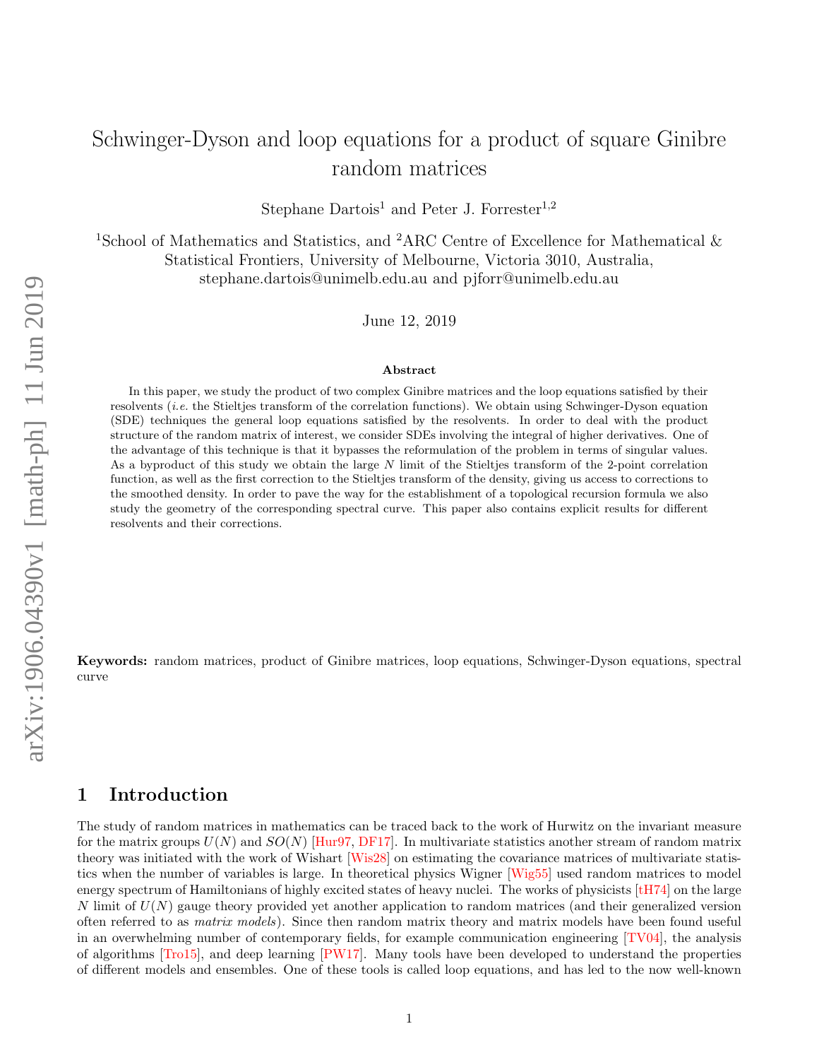# Schwinger-Dyson and loop equations for a product of square Ginibre random matrices

Stephane Dartois[1] and Peter J. Forrester[1,2]

[1]School of Mathematics and Statistics, and [2]ARC Centre of Excellence for Mathematical & Statistical Frontiers, University of Melbourne, Victoria 3010, Australia, stephane.dartois@unimelb.edu.au and pjforr@unimelb.edu.au

June 12, 2019

### Abstract

In this paper, we study the product of two complex Ginibre matrices and the loop equations satisfied by their resolvents (*i.e.* the Stieltjes transform of the correlation functions). We obtain using Schwinger-Dyson equation (SDE) techniques the general loop equations satisfied by the resolvents. In order to deal with the product structure of the random matrix of interest, we consider SDEs involving the integral of higher derivatives. One of the advantage of this technique is that it bypasses the reformulation of the problem in terms of singular values. As a byproduct of this study we obtain the large $N$ limit of the Stieltjes transform of the 2-point correlation function, as well as the first correction to the Stieltjes transform of the density, giving us access to corrections to the smoothed density. In order to pave the way for the establishment of a topological recursion formula we also study the geometry of the corresponding spectral curve. This paper also contains explicit results for different resolvents and their corrections.

**Keywords:** random matrices, product of Ginibre matrices, loop equations, Schwinger-Dyson equations, spectral curve

## 1 Introduction

The study of random matrices in mathematics can be traced back to the work of Hurwitz on the invariant measure for the matrix groups $U(N)$ and $SO(N)$ [Hur97, DF17]. In multivariate statistics another stream of random matrix theory was initiated with the work of Wishart [Wis28] on estimating the covariance matrices of multivariate statistics when the number of variables is large. In theoretical physics Wigner [Wig55] used random matrices to model energy spectrum of Hamiltonians of highly excited states of heavy nuclei. The works of physicists [tH74] on the large $N$ limit of $U(N)$ gauge theory provided yet another application to random matrices (and their generalized version often referred to as *matrix models*). Since then random matrix theory and matrix models have been found useful in an overwhelming number of contemporary fields, for example communication engineering [TV04], the analysis of algorithms [Tro15], and deep learning [PW17]. Many tools have been developed to understand the properties of different models and ensembles. One of these tools is called loop equations, and has led to the now well-known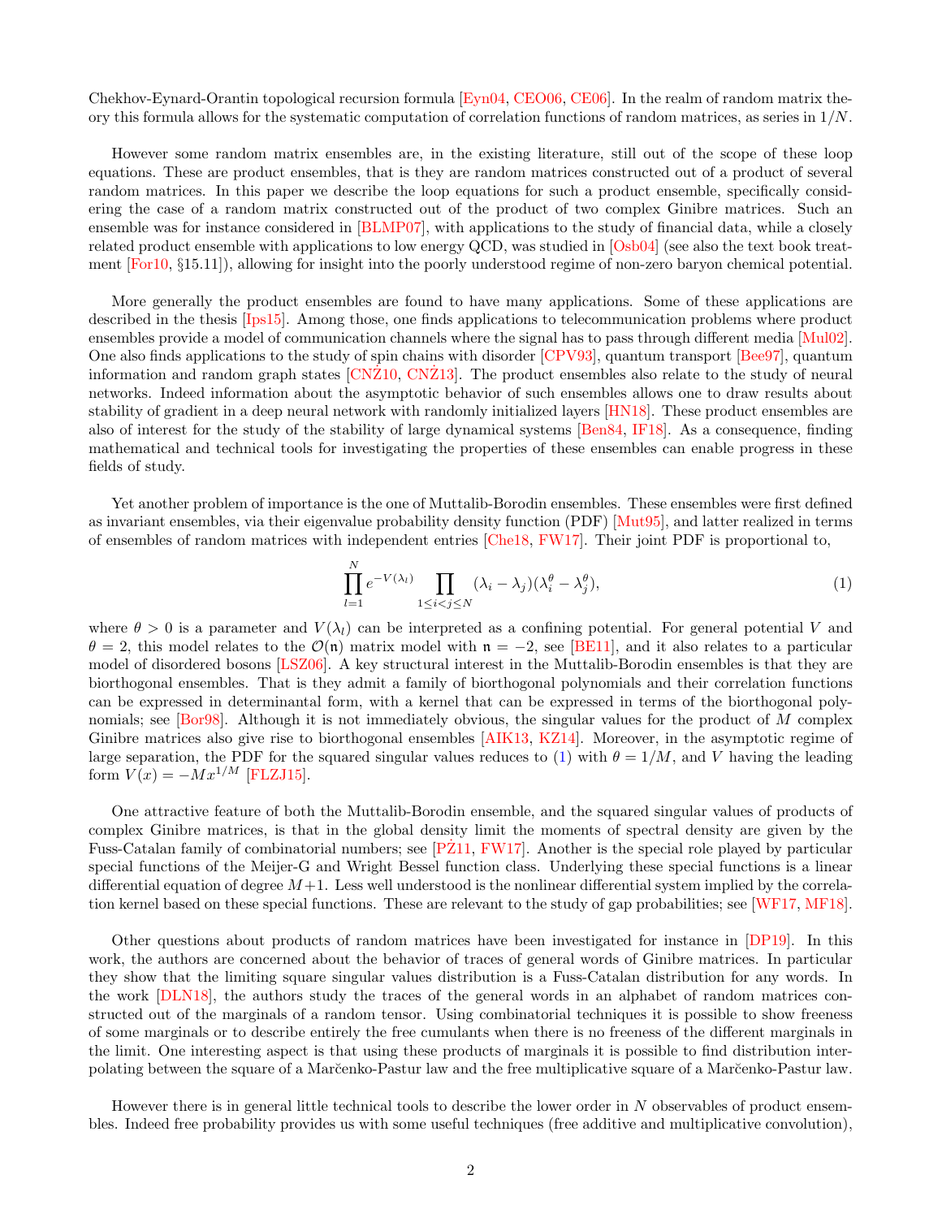Chekhov-Eynard-Orantin topological recursion formula [Eyn04, CEO06, CE06]. In the realm of random matrix theory this formula allows for the systematic computation of correlation functions of random matrices, as series in $1/N$.

However some random matrix ensembles are, in the existing literature, still out of the scope of these loop equations. These are product ensembles, that is they are random matrices constructed out of a product of several random matrices. In this paper we describe the loop equations for such a product ensemble, specifically considering the case of a random matrix constructed out of the product of two complex Ginibre matrices. Such an ensemble was for instance considered in [BLMP07], with applications to the study of financial data, while a closely related product ensemble with applications to low energy QCD, was studied in [Osb04] (see also the text book treatment [For10, §15.11]), allowing for insight into the poorly understood regime of non-zero baryon chemical potential.

More generally the product ensembles are found to have many applications. Some of these applications are described in the thesis [Ips15]. Among those, one finds applications to telecommunication problems where product ensembles provide a model of communication channels where the signal has to pass through different media [Mul02]. One also finds applications to the study of spin chains with disorder [CPV93], quantum transport [Bee97], quantum information and random graph states [CNŻ10, CNŻ13]. The product ensembles also relate to the study of neural networks. Indeed information about the asymptotic behavior of such ensembles allows one to draw results about stability of gradient in a deep neural network with randomly initialized layers [HN18]. These product ensembles are also of interest for the study of the stability of large dynamical systems [Ben84, IF18]. As a consequence, finding mathematical and technical tools for investigating the properties of these ensembles can enable progress in these fields of study.

Yet another problem of importance is the one of Muttalib-Borodin ensembles. These ensembles were first defined as invariant ensembles, via their eigenvalue probability density function (PDF) [Mut95], and latter realized in terms of ensembles of random matrices with independent entries [Che18, FW17]. Their joint PDF is proportional to,

$$\prod_{l=1}^{N} e^{-V(\lambda_l)} \prod_{1\leq i<j\leq N} (\lambda_i - \lambda_j)(\lambda_i^\theta - \lambda_j^\theta), \tag{1}$$

where $\theta > 0$ is a parameter and $V(\lambda_l)$ can be interpreted as a confining potential. For general potential $V$ and $\theta = 2$, this model relates to the $\mathcal{O}(\mathfrak{n})$ matrix model with $\mathfrak{n} = -2$, see [BE11], and it also relates to a particular model of disordered bosons [LSZ06]. A key structural interest in the Muttalib-Borodin ensembles is that they are biorthogonal ensembles. That is they admit a family of biorthogonal polynomials and their correlation functions can be expressed in determinantal form, with a kernel that can be expressed in terms of the biorthogonal polynomials; see [Bor98]. Although it is not immediately obvious, the singular values for the product of $M$ complex Ginibre matrices also give rise to biorthogonal ensembles [AIK13, KZ14]. Moreover, in the asymptotic regime of large separation, the PDF for the squared singular values reduces to (1) with $\theta = 1/M$, and $V$ having the leading form $V(x) = -Mx^{1/M}$ [FLZJ15].

One attractive feature of both the Muttalib-Borodin ensemble, and the squared singular values of products of complex Ginibre matrices, is that in the global density limit the moments of spectral density are given by the Fuss-Catalan family of combinatorial numbers; see [PŻ11, FW17]. Another is the special role played by particular special functions of the Meijer-G and Wright Bessel function class. Underlying these special functions is a linear differential equation of degree $M+1$. Less well understood is the nonlinear differential system implied by the correlation kernel based on these special functions. These are relevant to the study of gap probabilities; see [WF17, MF18].

Other questions about products of random matrices have been investigated for instance in [DP19]. In this work, the authors are concerned about the behavior of traces of general words of Ginibre matrices. In particular they show that the limiting square singular values distribution is a Fuss-Catalan distribution for any words. In the work [DLN18], the authors study the traces of the general words in an alphabet of random matrices constructed out of the marginals of a random tensor. Using combinatorial techniques it is possible to show freeness of some marginals or to describe entirely the free cumulants when there is no freeness of the different marginals in the limit. One interesting aspect is that using these products of marginals it is possible to find distribution interpolating between the square of a Marčenko-Pastur law and the free multiplicative square of a Marčenko-Pastur law.

However there is in general little technical tools to describe the lower order in $N$ observables of product ensembles. Indeed free probability provides us with some useful techniques (free additive and multiplicative convolution),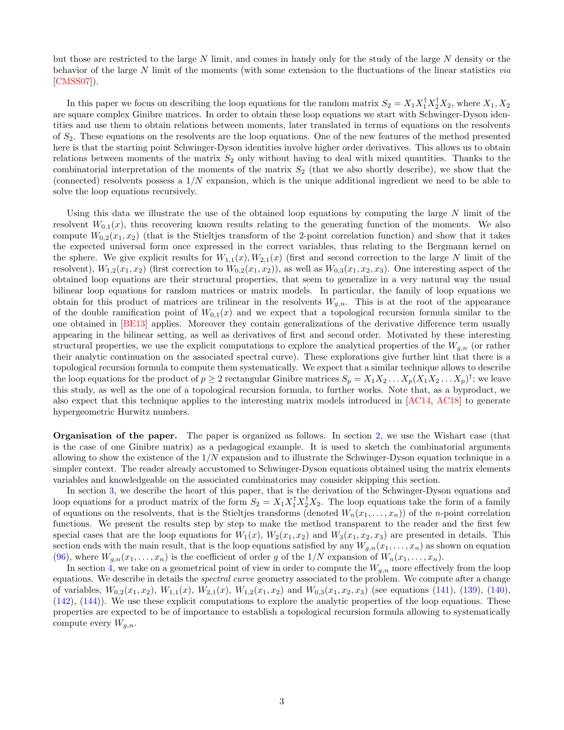but those are restricted to the large $N$ limit, and comes in handy only for the study of the large $N$ density or the behavior of the large $N$ limit of the moments (with some extension to the fluctuations of the linear statistics *via* [CMSS07]).

In this paper we focus on describing the loop equations for the random matrix $S_2 = X_1X_1^\dagger X_2^\dagger X_2$, where $X_1, X_2$ are square complex Ginibre matrices. In order to obtain these loop equations we start with Schwinger-Dyson identities and use them to obtain relations between moments, later translated in terms of equations on the resolvents of $S_2$. These equations on the resolvents are the loop equations. One of the new features of the method presented here is that the starting point Schwinger-Dyson identities involve higher order derivatives. This allows us to obtain relations between moments of the matrix $S_2$ only without having to deal with mixed quantities. Thanks to the combinatorial interpretation of the moments of the matrix $S_2$ (that we also shortly describe), we show that the (connected) resolvents possess a $1/N$ expansion, which is the unique additional ingredient we need to be able to solve the loop equations recursively.

Using this data we illustrate the use of the obtained loop equations by computing the large $N$ limit of the resolvent $W_{0,1}(x)$, thus recovering known results relating to the generating function of the moments. We also compute $W_{0,2}(x_1, x_2)$ (that is the Stieltjes transform of the 2-point correlation function) and show that it takes the expected universal form once expressed in the correct variables, thus relating to the Bergmann kernel on the sphere. We give explicit results for $W_{1,1}(x), W_{2,1}(x)$ (first and second correction to the large $N$ limit of the resolvent), $W_{1,2}(x_1, x_2)$ (first correction to $W_{0,2}(x_1, x_2)$), as well as $W_{0,3}(x_1, x_2, x_3)$. One interesting aspect of the obtained loop equations are their structural properties, that seem to generalize in a very natural way the usual bilinear loop equations for random matrices or matrix models. In particular, the family of loop equations we obtain for this product of matrices are trilinear in the resolvents $W_{g,n}$. This is at the root of the appearance of the double ramification point of $W_{0,1}(x)$ and we expect that a topological recursion formula similar to the one obtained in [BE13] applies. Moreover they contain generalizations of the derivative difference term usually appearing in the bilinear setting, as well as derivatives of first and second order. Motivated by these interesting structural properties, we use the explicit computations to explore the analytical properties of the $W_{g,n}$ (or rather their analytic continuation on the associated spectral curve). These explorations give further hint that there is a topological recursion formula to compute them systematically. We expect that a similar technique allows to describe the loop equations for the product of $p \geq 2$ rectangular Ginibre matrices $S_p = X_1X_2 \ldots X_p(X_1X_2 \ldots X_p)^\dagger$; we leave this study, as well as the one of a topological recursion formula, to further works. Note that, as a byproduct, we also expect that this technique applies to the interesting matrix models introduced in [AC14, AC18] to generate hypergeometric Hurwitz numbers.

**Organisation of the paper.** The paper is organized as follows. In section 2, we use the Wishart case (that is the case of one Ginibre matrix) as a pedagogical example. It is used to sketch the combinatorial arguments allowing to show the existence of the $1/N$ expansion and to illustrate the Schwinger-Dyson equation technique in a simpler context. The reader already accustomed to Schwinger-Dyson equations obtained using the matrix elements variables and knowledgeable on the associated combinatorics may consider skipping this section.

In section 3, we describe the heart of this paper, that is the derivation of the Schwinger-Dyson equations and loop equations for a product matrix of the form $S_2 = X_1X_1^\dagger X_2^\dagger X_2$. The loop equations take the form of a family of equations on the resolvents, that is the Stieltjes transforms (denoted $W_n(x_1, \ldots, x_n)$) of the $n$-point correlation functions. We present the results step by step to make the method transparent to the reader and the first few special cases that are the loop equations for $W_1(x)$, $W_2(x_1, x_2)$ and $W_3(x_1, x_2, x_3)$ are presented in details. This section ends with the main result, that is the loop equations satisfied by any $W_{g,n}(x_1, \ldots, x_n)$ as shown on equation (96), where $W_{g,n}(x_1, \ldots, x_n)$ is the coefficient of order $g$ of the $1/N$ expansion of $W_n(x_1, \ldots, x_n)$.

In section 4, we take on a geometrical point of view in order to compute the $W_{g,n}$ more effectively from the loop equations. We describe in details the *spectral curve* geometry associated to the problem. We compute after a change of variables, $W_{0,2}(x_1, x_2)$, $W_{1,1}(x)$, $W_{2,1}(x)$, $W_{1,2}(x_1, x_2)$ and $W_{0,3}(x_1, x_2, x_3)$ (see equations (141), (139), (140), (142), (144)). We use these explicit computations to explore the analytic properties of the loop equations. These properties are expected to be of importance to establish a topological recursion formula allowing to systematically compute every $W_{g,n}$.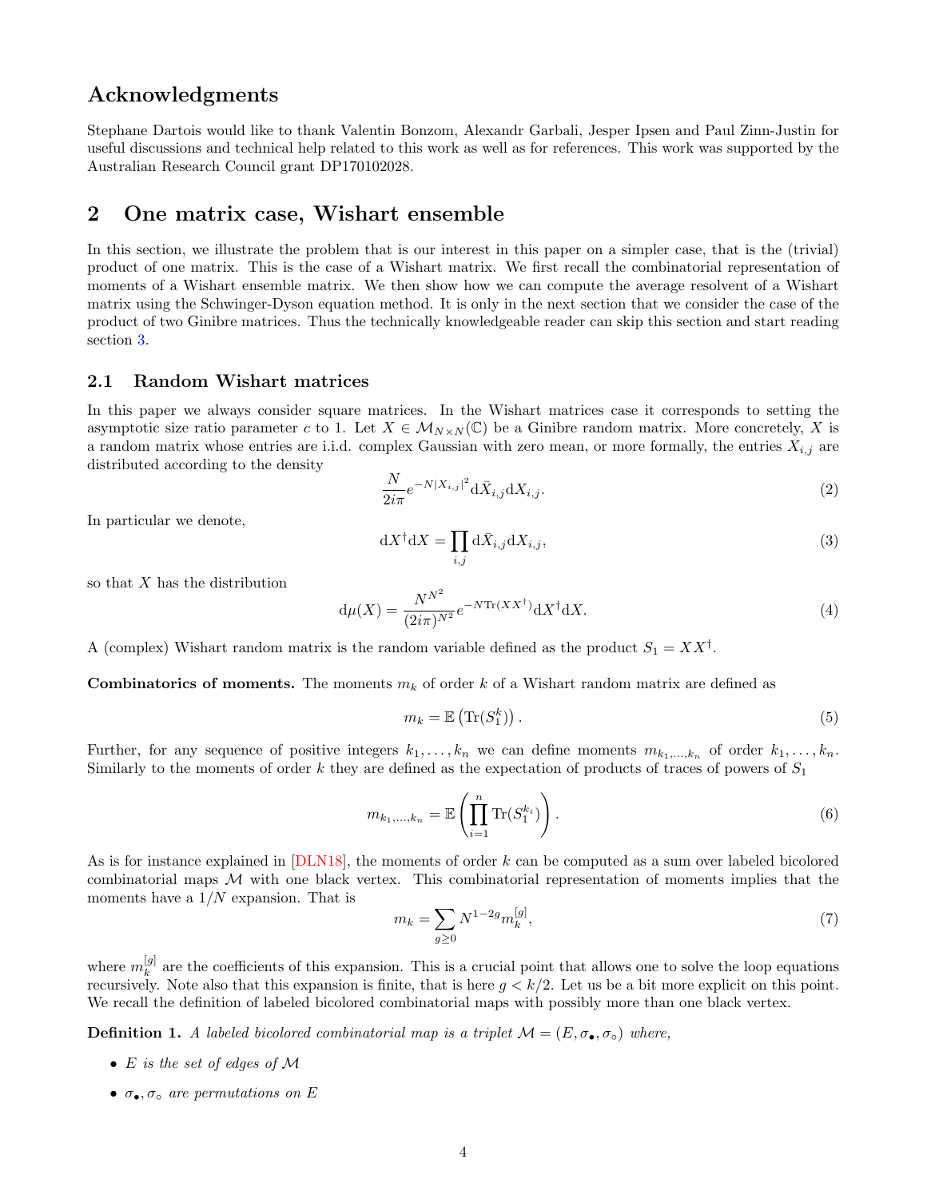## Acknowledgments

Stephane Dartois would like to thank Valentin Bonzom, Alexandr Garbali, Jesper Ipsen and Paul Zinn-Justin for useful discussions and technical help related to this work as well as for references. This work was supported by the Australian Research Council grant DP170102028.

## 2 One matrix case, Wishart ensemble

In this section, we illustrate the problem that is our interest in this paper on a simpler case, that is the (trivial) product of one matrix. This is the case of a Wishart matrix. We first recall the combinatorial representation of moments of a Wishart ensemble matrix. We then show how we can compute the average resolvent of a Wishart matrix using the Schwinger-Dyson equation method. It is only in the next section that we consider the case of the product of two Ginibre matrices. Thus the technically knowledgeable reader can skip this section and start reading section 3.

### 2.1 Random Wishart matrices

In this paper we always consider square matrices. In the Wishart matrices case it corresponds to setting the asymptotic size ratio parameter $c$ to 1. Let $X \in \mathcal{M}_{N\times N}(\mathbb{C})$ be a Ginibre random matrix. More concretely, $X$ is a random matrix whose entries are i.i.d. complex Gaussian with zero mean, or more formally, the entries $X_{i,j}$ are distributed according to the density

$$\frac{N}{2i\pi} e^{-N|X_{i,j}|^2} \mathrm{d}\bar{X}_{i,j}\mathrm{d}X_{i,j}. \tag{2}$$

In particular we denote,

$$\mathrm{d}X^\dagger \mathrm{d}X = \prod_{i,j} \mathrm{d}\bar{X}_{i,j}\mathrm{d}X_{i,j}, \tag{3}$$

so that $X$ has the distribution

$$\mathrm{d}\mu(X) = \frac{N^{N^2}}{(2i\pi)^{N^2}} e^{-N\mathrm{Tr}(XX^\dagger)} \mathrm{d}X^\dagger \mathrm{d}X. \tag{4}$$

A (complex) Wishart random matrix is the random variable defined as the product $S_1 = XX^\dagger$.

**Combinatorics of moments.** The moments $m_k$ of order $k$ of a Wishart random matrix are defined as

$$m_k = \mathbb{E}\left(\mathrm{Tr}(S_1^k)\right). \tag{5}$$

Further, for any sequence of positive integers $k_1, \dots, k_n$ we can define moments $m_{k_1,\dots,k_n}$ of order $k_1, \dots, k_n$. Similarly to the moments of order $k$ they are defined as the expectation of products of traces of powers of $S_1$

$$m_{k_1,\dots,k_n} = \mathbb{E}\left(\prod_{i=1}^n \mathrm{Tr}(S_1^{k_i})\right). \tag{6}$$

As is for instance explained in [DLN18], the moments of order $k$ can be computed as a sum over labeled bicolored combinatorial maps $\mathcal{M}$ with one black vertex. This combinatorial representation of moments implies that the moments have a $1/N$ expansion. That is

$$m_k = \sum_{g\geq 0} N^{1-2g} m_k^{[g]}, \tag{7}$$

where $m_k^{[g]}$ are the coefficients of this expansion. This is a crucial point that allows one to solve the loop equations recursively. Note also that this expansion is finite, that is here $g < k/2$. Let us be a bit more explicit on this point. We recall the definition of labeled bicolored combinatorial maps with possibly more than one black vertex.

**Definition 1.** *A labeled bicolored combinatorial map is a triplet $\mathcal{M} = (E, \sigma_\bullet, \sigma_\circ)$ where,*

- *$E$ is the set of edges of $\mathcal{M}$*
- *$\sigma_\bullet, \sigma_\circ$ are permutations on $E$*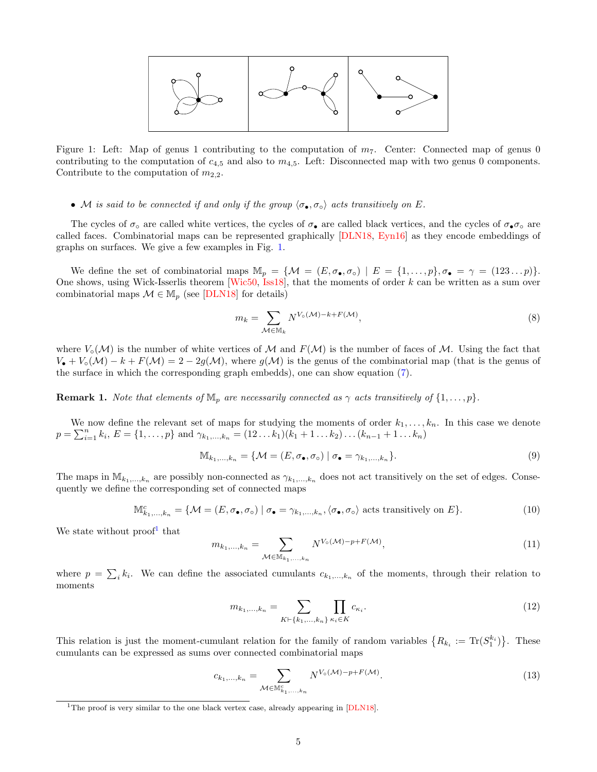Figure 1: Left: Map of genus 1 contributing to the computation of $m_7$. Center: Connected map of genus 0 contributing to the computation of $c_{4,5}$ and also to $m_{4,5}$. Left: Disconnected map with two genus 0 components. Contribute to the computation of $m_{2,2}$.

- *$\mathcal{M}$ is said to be connected if and only if the group $\langle \sigma_\bullet, \sigma_\circ \rangle$ acts transitively on $E$.*

The cycles of $\sigma_\circ$ are called white vertices, the cycles of $\sigma_\bullet$ are called black vertices, and the cycles of $\sigma_\bullet\sigma_\circ$ are called faces. Combinatorial maps can be represented graphically [DLN18, Eyn16] as they encode embeddings of graphs on surfaces. We give a few examples in Fig. 1.

We define the set of combinatorial maps $\mathbb{M}_p = \{\mathcal{M} = (E, \sigma_\bullet, \sigma_\circ) \mid E = \{1, \dots, p\}, \sigma_\bullet = \gamma = (123\dots p)\}$. One shows, using Wick-Isserlis theorem [Wic50, Iss18], that the moments of order $k$ can be written as a sum over combinatorial maps $\mathcal{M} \in \mathbb{M}_p$ (see [DLN18] for details)

$$m_k = \sum_{\mathcal{M} \in \mathbb{M}_k} N^{V_\circ(\mathcal{M}) - k + F(\mathcal{M})}, \tag{8}$$

where $V_\circ(\mathcal{M})$ is the number of white vertices of $\mathcal{M}$ and $F(\mathcal{M})$ is the number of faces of $\mathcal{M}$. Using the fact that $V_\bullet + V_\circ(\mathcal{M}) - k + F(\mathcal{M}) = 2 - 2g(\mathcal{M})$, where $g(\mathcal{M})$ is the genus of the combinatorial map (that is the genus of the surface in which the corresponding graph embedds), one can show equation (7).

**Remark 1.** *Note that elements of $\mathbb{M}_p$ are necessarily connected as $\gamma$ acts transitively of $\{1, \dots, p\}$.*

We now define the relevant set of maps for studying the moments of order $k_1, \dots, k_n$. In this case we denote $p = \sum_{i=1}^n k_i$, $E = \{1, \dots, p\}$ and $\gamma_{k_1,\dots,k_n} = (12\dots k_1)(k_1+1\dots k_2)\dots(k_{n-1}+1\dots k_n)$

$$\mathbb{M}_{k_1,\dots,k_n} = \{\mathcal{M} = (E, \sigma_\bullet, \sigma_\circ) \mid \sigma_\bullet = \gamma_{k_1,\dots,k_n}\}. \tag{9}$$

The maps in $\mathbb{M}_{k_1,\dots,k_n}$ are possibly non-connected as $\gamma_{k_1,\dots,k_n}$ does not act transitively on the set of edges. Consequently we define the corresponding set of connected maps

$$\mathbb{M}^c_{k_1,\dots,k_n} = \{\mathcal{M} = (E, \sigma_\bullet, \sigma_\circ) \mid \sigma_\bullet = \gamma_{k_1,\dots,k_n}, \langle \sigma_\bullet, \sigma_\circ \rangle \text{ acts transitively on } E\}. \tag{10}$$

We state without proof[1] that

$$m_{k_1,\dots,k_n} = \sum_{\mathcal{M} \in \mathbb{M}_{k_1,\dots,k_n}} N^{V_\circ(\mathcal{M}) - p + F(\mathcal{M})}, \tag{11}$$

where $p = \sum_i k_i$. We can define the associated cumulants $c_{k_1,\dots,k_n}$ of the moments, through their relation to moments

$$m_{k_1,\dots,k_n} = \sum_{K \vdash \{k_1,\dots,k_n\}} \prod_{\kappa_i \in K} c_{\kappa_i}. \tag{12}$$

This relation is just the moment-cumulant relation for the family of random variables $\left\{R_{k_i} := \mathrm{Tr}(S_1^{k_i})\right\}$. These cumulants can be expressed as sums over connected combinatorial maps

$$c_{k_1,\dots,k_n} = \sum_{\mathcal{M} \in \mathbb{M}^c_{k_1,\dots,k_n}} N^{V_\circ(\mathcal{M}) - p + F(\mathcal{M})}. \tag{13}$$

[1] The proof is very similar to the one black vertex case, already appearing in [DLN18].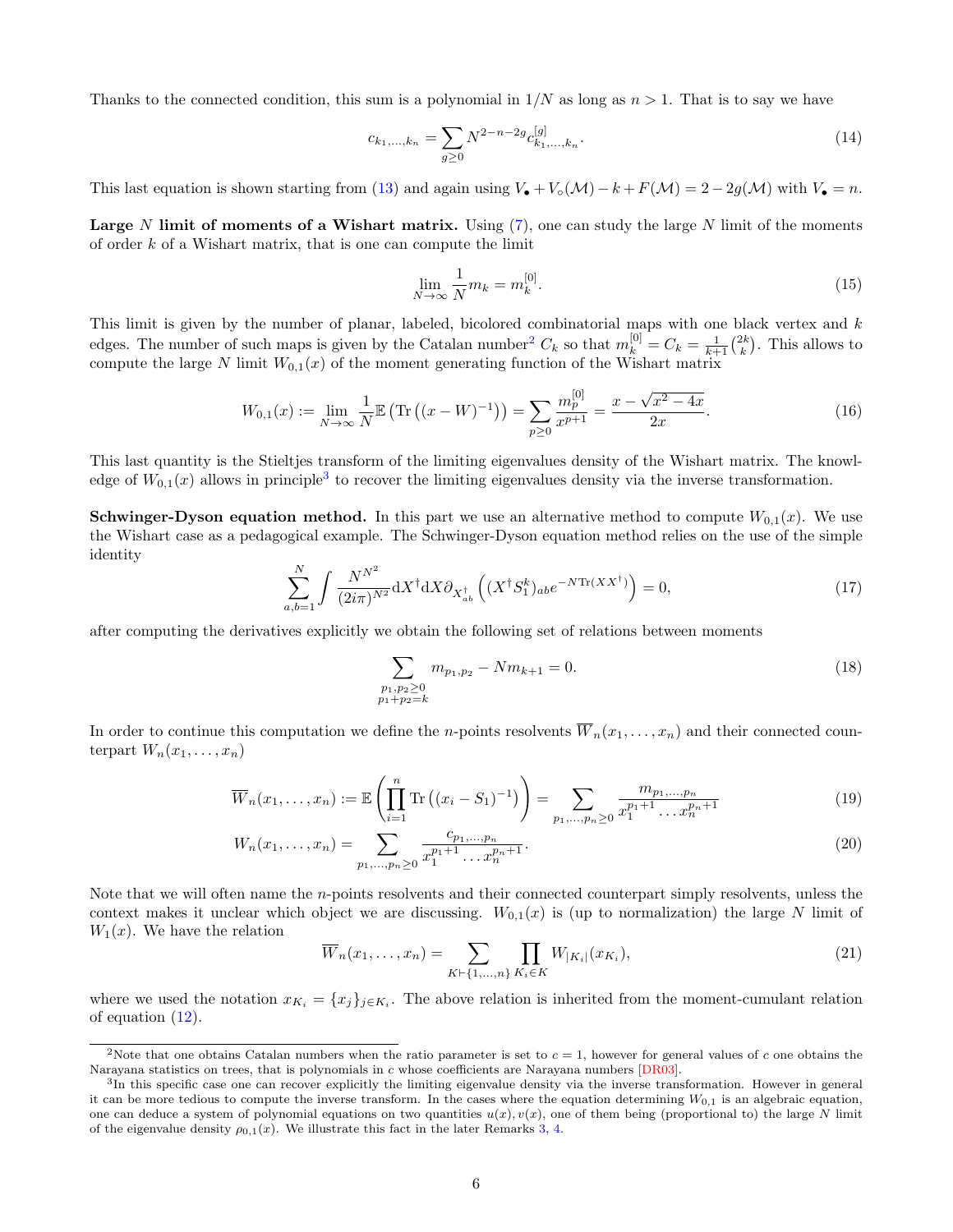Thanks to the connected condition, this sum is a polynomial in $1/N$ as long as $n > 1$. That is to say we have

$$c_{k_1,\ldots,k_n} = \sum_{g\geq 0} N^{2-n-2g} c^{[g]}_{k_1,\ldots,k_n}. \tag{14}$$

This last equation is shown starting from (13) and again using $V_\bullet + V_\circ(\mathcal{M}) - k + F(\mathcal{M}) = 2 - 2g(\mathcal{M})$ with $V_\bullet = n$.

**Large $N$ limit of moments of a Wishart matrix.** Using (7), one can study the large $N$ limit of the moments of order $k$ of a Wishart matrix, that is one can compute the limit

$$\lim_{N\to\infty} \frac{1}{N} m_k = m_k^{[0]}. \tag{15}$$

This limit is given by the number of planar, labeled, bicolored combinatorial maps with one black vertex and $k$ edges. The number of such maps is given by the Catalan number[2] $C_k$ so that $m_k^{[0]} = C_k = \frac{1}{k+1}\binom{2k}{k}$. This allows to compute the large $N$ limit $W_{0,1}(x)$ of the moment generating function of the Wishart matrix

$$W_{0,1}(x) := \lim_{N\to\infty} \frac{1}{N}\mathbb{E}\left(\mathrm{Tr}\left((x-W)^{-1}\right)\right) = \sum_{p\geq 0} \frac{m_p^{[0]}}{x^{p+1}} = \frac{x - \sqrt{x^2-4x}}{2x}. \tag{16}$$

This last quantity is the Stieltjes transform of the limiting eigenvalues density of the Wishart matrix. The knowledge of $W_{0,1}(x)$ allows in principle[3] to recover the limiting eigenvalues density via the inverse transformation.

**Schwinger-Dyson equation method.** In this part we use an alternative method to compute $W_{0,1}(x)$. We use the Wishart case as a pedagogical example. The Schwinger-Dyson equation method relies on the use of the simple identity

$$\sum_{a,b=1}^{N} \int \frac{N^{N^2}}{(2i\pi)^{N^2}} \mathrm{d}X^\dagger \mathrm{d}X \partial_{X^\dagger_{ab}} \left( (X^\dagger S_1^k)_{ab} e^{-N\mathrm{Tr}(XX^\dagger)} \right) = 0, \tag{17}$$

after computing the derivatives explicitly we obtain the following set of relations between moments

$$\sum_{\substack{p_1,p_2\geq 0\\ p_1+p_2=k}} m_{p_1,p_2} - N m_{k+1} = 0. \tag{18}$$

In order to continue this computation we define the $n$-points resolvents $\overline{W}_n(x_1,\ldots,x_n)$ and their connected counterpart $W_n(x_1,\ldots,x_n)$

$$\overline{W}_n(x_1,\ldots,x_n) := \mathbb{E}\left(\prod_{i=1}^{n} \mathrm{Tr}\left((x_i - S_1)^{-1}\right)\right) = \sum_{p_1,\ldots,p_n\geq 0} \frac{m_{p_1,\ldots,p_n}}{x_1^{p_1+1}\ldots x_n^{p_n+1}} \tag{19}$$

$$W_n(x_1,\ldots,x_n) = \sum_{p_1,\ldots,p_n\geq 0} \frac{c_{p_1,\ldots,p_n}}{x_1^{p_1+1}\ldots x_n^{p_n+1}}. \tag{20}$$

Note that we will often name the $n$-points resolvents and their connected counterpart simply resolvents, unless the context makes it unclear which object we are discussing. $W_{0,1}(x)$ is (up to normalization) the large $N$ limit of $W_1(x)$. We have the relation

$$\overline{W}_n(x_1,\ldots,x_n) = \sum_{K\vdash\{1,\ldots,n\}} \prod_{K_i\in K} W_{|K_i|}(x_{K_i}), \tag{21}$$

where we used the notation $x_{K_i} = \{x_j\}_{j\in K_i}$. The above relation is inherited from the moment-cumulant relation of equation (12).

---

[2] Note that one obtains Catalan numbers when the ratio parameter is set to $c = 1$, however for general values of $c$ one obtains the Narayana statistics on trees, that is polynomials in $c$ whose coefficients are Narayana numbers [DR03].

[3] In this specific case one can recover explicitly the limiting eigenvalue density via the inverse transformation. However in general it can be more tedious to compute the inverse transform. In the cases where the equation determining $W_{0,1}$ is an algebraic equation, one can deduce a system of polynomial equations on two quantities $u(x), v(x)$, one of them being (proportional to) the large $N$ limit of the eigenvalue density $\rho_{0,1}(x)$. We illustrate this fact in the later Remarks 3, 4.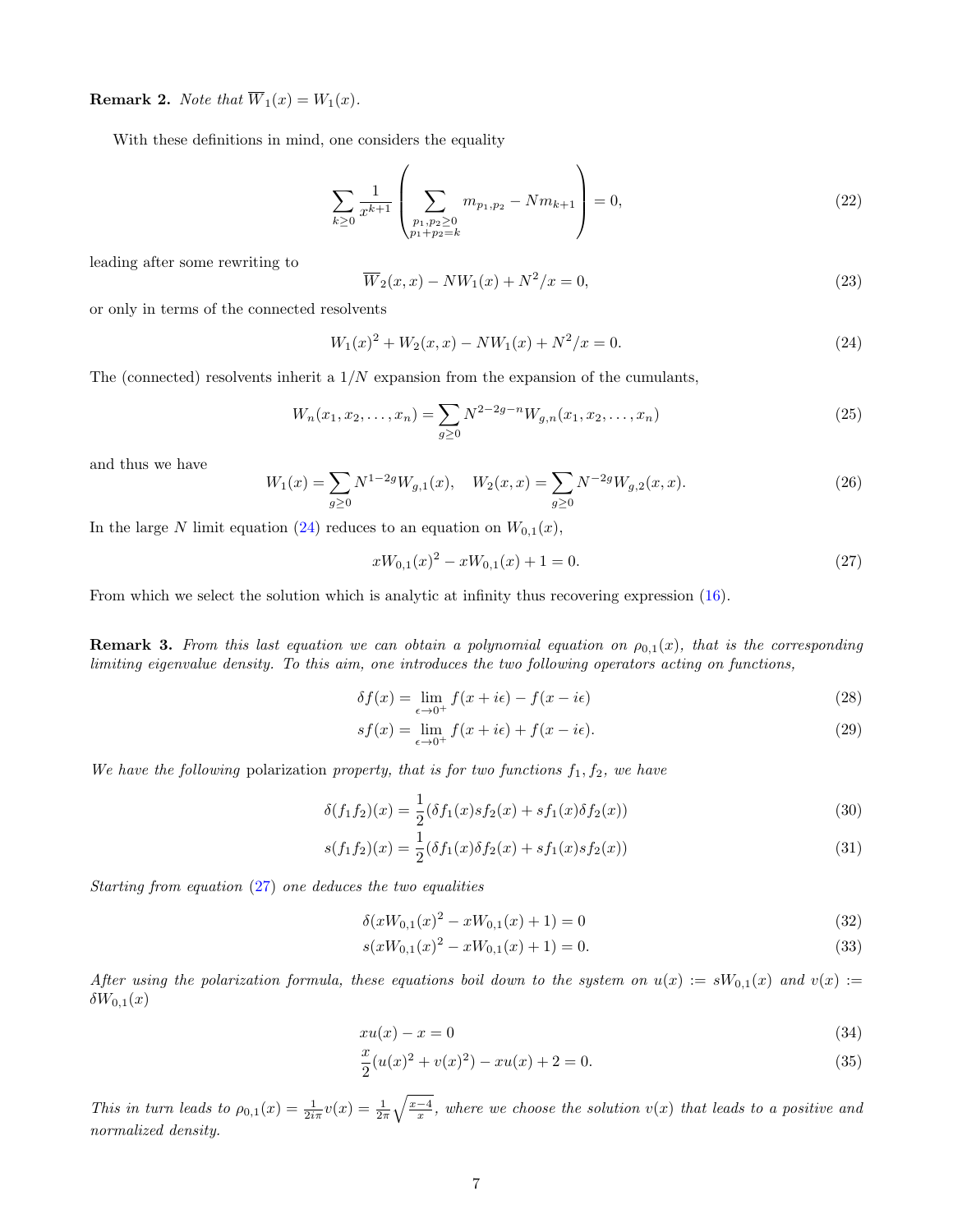**Remark 2.** *Note that $\overline{W}_1(x) = W_1(x)$.*

With these definitions in mind, one considers the equality

$$\sum_{k\geq 0} \frac{1}{x^{k+1}} \left( \sum_{\substack{p_1,p_2\geq 0 \\ p_1+p_2=k}} m_{p_1,p_2} - N m_{k+1} \right) = 0, \tag{22}$$

leading after some rewriting to

$$\overline{W}_2(x,x) - N W_1(x) + N^2/x = 0, \tag{23}$$

or only in terms of the connected resolvents

$$W_1(x)^2 + W_2(x,x) - N W_1(x) + N^2/x = 0. \tag{24}$$

The (connected) resolvents inherit a $1/N$ expansion from the expansion of the cumulants,

$$W_n(x_1, x_2, \ldots, x_n) = \sum_{g\geq 0} N^{2-2g-n} W_{g,n}(x_1, x_2, \ldots, x_n) \tag{25}$$

and thus we have

$$W_1(x) = \sum_{g\geq 0} N^{1-2g} W_{g,1}(x), \quad W_2(x,x) = \sum_{g\geq 0} N^{-2g} W_{g,2}(x,x). \tag{26}$$

In the large $N$ limit equation (24) reduces to an equation on $W_{0,1}(x)$,

$$x W_{0,1}(x)^2 - x W_{0,1}(x) + 1 = 0. \tag{27}$$

From which we select the solution which is analytic at infinity thus recovering expression (16).

**Remark 3.** *From this last equation we can obtain a polynomial equation on $\rho_{0,1}(x)$, that is the corresponding limiting eigenvalue density. To this aim, one introduces the two following operators acting on functions,*

$$\delta f(x) = \lim_{\epsilon\to 0^+} f(x+i\epsilon) - f(x-i\epsilon) \tag{28}$$

$$s f(x) = \lim_{\epsilon\to 0^+} f(x+i\epsilon) + f(x-i\epsilon). \tag{29}$$

*We have the following* polarization *property, that is for two functions $f_1, f_2$, we have*

$$\delta(f_1 f_2)(x) = \frac{1}{2}(\delta f_1(x) s f_2(x) + s f_1(x) \delta f_2(x)) \tag{30}$$

$$s(f_1 f_2)(x) = \frac{1}{2}(\delta f_1(x) \delta f_2(x) + s f_1(x) s f_2(x)) \tag{31}$$

*Starting from equation (27) one deduces the two equalities*

$$\delta(x W_{0,1}(x)^2 - x W_{0,1}(x) + 1) = 0 \tag{32}$$

$$s(x W_{0,1}(x)^2 - x W_{0,1}(x) + 1) = 0. \tag{33}$$

*After using the polarization formula, these equations boil down to the system on $u(x) := s W_{0,1}(x)$ and $v(x) := \delta W_{0,1}(x)$*

$$x u(x) - x = 0 \tag{34}$$

$$\frac{x}{2}(u(x)^2 + v(x)^2) - x u(x) + 2 = 0. \tag{35}$$

*This in turn leads to $\rho_{0,1}(x) = \frac{1}{2i\pi} v(x) = \frac{1}{2\pi}\sqrt{\frac{x-4}{x}}$, where we choose the solution $v(x)$ that leads to a positive and normalized density.*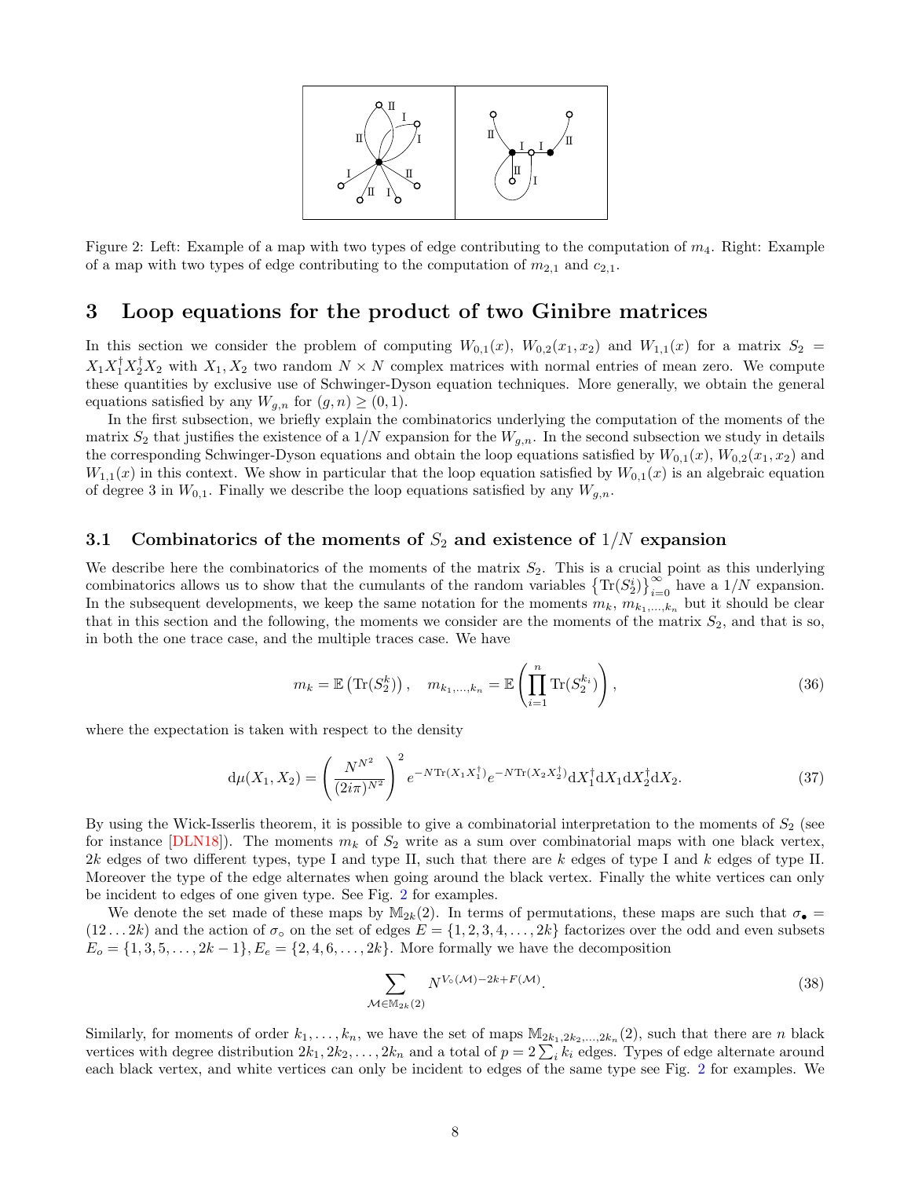Figure 2: Left: Example of a map with two types of edge contributing to the computation of $m_4$. Right: Example of a map with two types of edge contributing to the computation of $m_{2,1}$ and $c_{2,1}$.

# 3 Loop equations for the product of two Ginibre matrices

In this section we consider the problem of computing $W_{0,1}(x)$, $W_{0,2}(x_1, x_2)$ and $W_{1,1}(x)$ for a matrix $S_2 = X_1 X_1^\dagger X_2^\dagger X_2$ with $X_1, X_2$ two random $N \times N$ complex matrices with normal entries of mean zero. We compute these quantities by exclusive use of Schwinger-Dyson equation techniques. More generally, we obtain the general equations satisfied by any $W_{g,n}$ for $(g, n) \geq (0, 1)$.

In the first subsection, we briefly explain the combinatorics underlying the computation of the moments of the matrix $S_2$ that justifies the existence of a $1/N$ expansion for the $W_{g,n}$. In the second subsection we study in details the corresponding Schwinger-Dyson equations and obtain the loop equations satisfied by $W_{0,1}(x)$, $W_{0,2}(x_1, x_2)$ and $W_{1,1}(x)$ in this context. We show in particular that the loop equation satisfied by $W_{0,1}(x)$ is an algebraic equation of degree 3 in $W_{0,1}$. Finally we describe the loop equations satisfied by any $W_{g,n}$.

## 3.1 Combinatorics of the moments of $S_2$ and existence of $1/N$ expansion

We describe here the combinatorics of the moments of the matrix $S_2$. This is a crucial point as this underlying combinatorics allows us to show that the cumulants of the random variables $\left\{\mathrm{Tr}(S_2^i)\right\}_{i=0}^{\infty}$ have a $1/N$ expansion. In the subsequent developments, we keep the same notation for the moments $m_k$, $m_{k_1,\dots,k_n}$ but it should be clear that in this section and the following, the moments we consider are the moments of the matrix $S_2$, and that is so, in both the one trace case, and the multiple traces case. We have

$$m_k = \mathbb{E}\left(\mathrm{Tr}(S_2^k)\right), \quad m_{k_1,\dots,k_n} = \mathbb{E}\left(\prod_{i=1}^{n} \mathrm{Tr}(S_2^{k_i})\right), \tag{36}$$

where the expectation is taken with respect to the density

$$\mathrm{d}\mu(X_1, X_2) = \left(\frac{N^{N^2}}{(2i\pi)^{N^2}}\right)^2 e^{-N\mathrm{Tr}(X_1 X_1^\dagger)} e^{-N\mathrm{Tr}(X_2 X_2^\dagger)} \mathrm{d}X_1^\dagger \mathrm{d}X_1 \mathrm{d}X_2^\dagger \mathrm{d}X_2. \tag{37}$$

By using the Wick-Isserlis theorem, it is possible to give a combinatorial interpretation to the moments of $S_2$ (see for instance [DLN18]). The moments $m_k$ of $S_2$ write as a sum over combinatorial maps with one black vertex, $2k$ edges of two different types, type I and type II, such that there are $k$ edges of type I and $k$ edges of type II. Moreover the type of the edge alternates when going around the black vertex. Finally the white vertices can only be incident to edges of one given type. See Fig. 2 for examples.

We denote the set made of these maps by $\mathbb{M}_{2k}(2)$. In terms of permutations, these maps are such that $\sigma_\bullet = (12\dots 2k)$ and the action of $\sigma_\circ$ on the set of edges $E = \{1, 2, 3, 4, \dots, 2k\}$ factorizes over the odd and even subsets $E_o = \{1, 3, 5, \dots, 2k-1\}, E_e = \{2, 4, 6, \dots, 2k\}$. More formally we have the decomposition

$$\sum_{\mathcal{M} \in \mathbb{M}_{2k}(2)} N^{V_\circ(\mathcal{M}) - 2k + F(\mathcal{M})}. \tag{38}$$

Similarly, for moments of order $k_1, \dots, k_n$, we have the set of maps $\mathbb{M}_{2k_1, 2k_2, \dots, 2k_n}(2)$, such that there are $n$ black vertices with degree distribution $2k_1, 2k_2, \dots, 2k_n$ and a total of $p = 2\sum_i k_i$ edges. Types of edge alternate around each black vertex, and white vertices can only be incident to edges of the same type see Fig. 2 for examples. We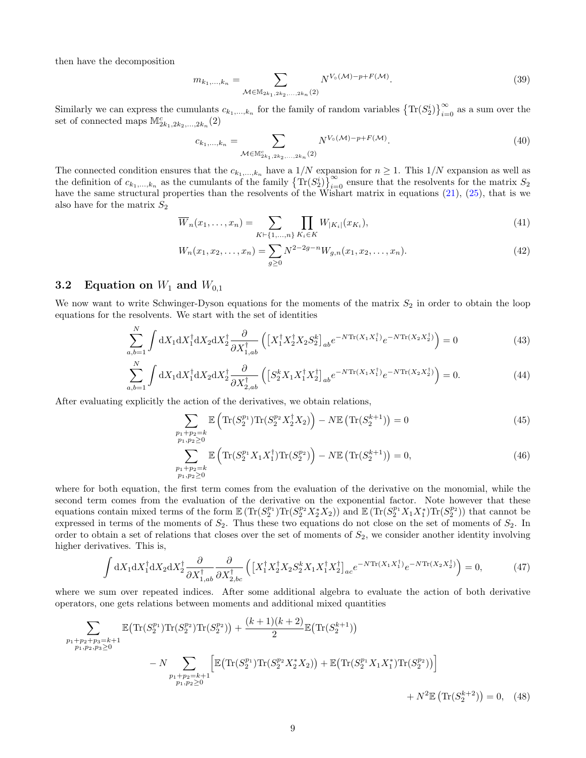then have the decomposition

$$m_{k_1,\dots,k_n} = \sum_{\mathcal{M}\in\mathbb{M}_{2k_1,2k_2,\dots,2k_n}(2)} N^{V_\circ(\mathcal{M})-p+F(\mathcal{M})}. \tag{39}$$

Similarly we can express the cumulants $c_{k_1,\dots,k_n}$ for the family of random variables $\left\{\mathrm{Tr}(S_2^i)\right\}_{i=0}^{\infty}$ as a sum over the set of connected maps $\mathbb{M}^c_{2k_1,2k_2,\dots,2k_n}(2)$

$$c_{k_1,\dots,k_n} = \sum_{\mathcal{M}\in\mathbb{M}^c_{2k_1,2k_2,\dots,2k_n}(2)} N^{V_\circ(\mathcal{M})-p+F(\mathcal{M})}. \tag{40}$$

The connected condition ensures that the $c_{k_1,\dots,k_n}$ have a $1/N$ expansion for $n \geq 1$. This $1/N$ expansion as well as the definition of $c_{k_1,\dots,k_n}$ as the cumulants of the family $\left\{\mathrm{Tr}(S_2^i)\right\}_{i=0}^{\infty}$ ensure that the resolvents for the matrix $S_2$ have the same structural properties than the resolvents of the Wishart matrix in equations (21), (25), that is we also have for the matrix $S_2$

$$\overline{W}_n(x_1,\dots,x_n) = \sum_{K\vdash\{1,\dots,n\}} \prod_{K_i\in K} W_{|K_i|}(x_{K_i}), \tag{41}$$

$$W_n(x_1,x_2,\dots,x_n) = \sum_{g\geq 0} N^{2-2g-n} W_{g,n}(x_1,x_2,\dots,x_n). \tag{42}$$

## 3.2 Equation on $W_1$ and $W_{0,1}$

We now want to write Schwinger-Dyson equations for the moments of the matrix $S_2$ in order to obtain the loop equations for the resolvents. We start with the set of identities

$$\sum_{a,b=1}^{N} \int \mathrm{d}X_1\mathrm{d}X_1^\dagger\mathrm{d}X_2\mathrm{d}X_2^\dagger \frac{\partial}{\partial X^\dagger_{1,ab}}\left(\left[X_1^\dagger X_2^\dagger X_2 S_2^k\right]_{ab} e^{-N\mathrm{Tr}(X_1X_1^\dagger)}e^{-N\mathrm{Tr}(X_2X_2^\dagger)}\right) = 0 \tag{43}$$

$$\sum_{a,b=1}^{N} \int \mathrm{d}X_1\mathrm{d}X_1^\dagger\mathrm{d}X_2\mathrm{d}X_2^\dagger \frac{\partial}{\partial X^\dagger_{2,ab}}\left(\left[S_2^k X_1X_1^\dagger X_2^\dagger\right]_{ab} e^{-N\mathrm{Tr}(X_1X_1^\dagger)}e^{-N\mathrm{Tr}(X_2X_2^\dagger)}\right) = 0. \tag{44}$$

After evaluating explicitly the action of the derivatives, we obtain relations,

$$\sum_{\substack{p_1+p_2=k\\p_1,p_2\geq 0}} \mathbb{E}\left(\mathrm{Tr}(S_2^{p_1})\mathrm{Tr}(S_2^{p_2}X_2^\dagger X_2)\right) - N\mathbb{E}\left(\mathrm{Tr}(S_2^{k+1})\right) = 0 \tag{45}$$

$$\sum_{\substack{p_1+p_2=k\\p_1,p_2\geq 0}} \mathbb{E}\left(\mathrm{Tr}(S_2^{p_1}X_1X_1^\dagger)\mathrm{Tr}(S_2^{p_2})\right) - N\mathbb{E}\left(\mathrm{Tr}(S_2^{k+1})\right) = 0, \tag{46}$$

where for both equation, the first term comes from the evaluation of the derivative on the monomial, while the second term comes from the evaluation of the derivative on the exponential factor. Note however that these equations contain mixed terms of the form $\mathbb{E}\left(\mathrm{Tr}(S_2^{p_1})\mathrm{Tr}(S_2^{p_2}X_2^*X_2)\right)$ and $\mathbb{E}\left(\mathrm{Tr}(S_2^{p_1}X_1X_1^*)\mathrm{Tr}(S_2^{p_2})\right)$ that cannot be expressed in terms of the moments of $S_2$. Thus these two equations do not close on the set of moments of $S_2$. In order to obtain a set of relations that closes over the set of moments of $S_2$, we consider another identity involving higher derivatives. This is,

$$\int \mathrm{d}X_1\mathrm{d}X_1^\dagger\mathrm{d}X_2\mathrm{d}X_2^\dagger \frac{\partial}{\partial X^\dagger_{1,ab}}\frac{\partial}{\partial X^\dagger_{2,bc}}\left(\left[X_1^\dagger X_2^\dagger X_2 S_2^k X_1X_1^\dagger X_2^\dagger\right]_{ac} e^{-N\mathrm{Tr}(X_1X_1^\dagger)}e^{-N\mathrm{Tr}(X_2X_2^\dagger)}\right) = 0, \tag{47}$$

where we sum over repeated indices. After some additional algebra to evaluate the action of both derivative operators, one gets relations between moments and additional mixed quantities

$$\begin{aligned}\sum_{\substack{p_1+p_2+p_3=k+1\\p_1,p_2,p_3\geq 0}} \mathbb{E}\big(\mathrm{Tr}(S_2^{p_1})\mathrm{Tr}(S_2^{p_2})\mathrm{Tr}(S_2^{p_3})\big) + \frac{(k+1)(k+2)}{2}\mathbb{E}\big(\mathrm{Tr}(S_2^{k+1})\big)\\
- N\sum_{\substack{p_1+p_2=k+1\\p_1,p_2\geq 0}}\Big[\mathbb{E}\big(\mathrm{Tr}(S_2^{p_1})\mathrm{Tr}(S_2^{p_2}X_2^*X_2)\big) + \mathbb{E}\big(\mathrm{Tr}(S_2^{p_1}X_1X_1^*)\mathrm{Tr}(S_2^{p_2})\big)\Big]\\
+ N^2\mathbb{E}\left(\mathrm{Tr}(S_2^{k+2})\right) = 0,\end{aligned} \tag{48}$$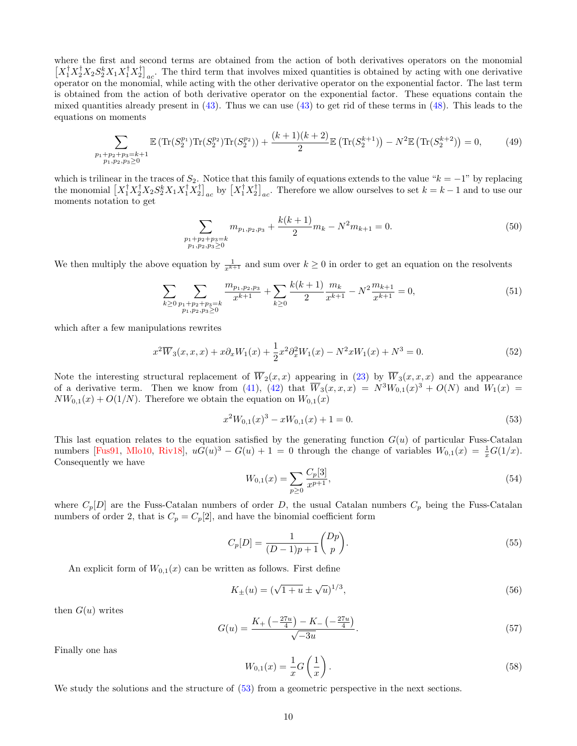where the first and second terms are obtained from the action of both derivatives operators on the monomial $\left[X_1^\dagger X_2^\dagger X_2 S_2^k X_1 X_1^\dagger X_2^\dagger\right]_{ac}$. The third term that involves mixed quantities is obtained by acting with one derivative operator on the monomial, while acting with the other derivative operator on the exponential factor. The last term is obtained from the action of both derivative operator on the exponential factor. These equations contain the mixed quantities already present in (43). Thus we can use (43) to get rid of these terms in (48). This leads to the equations on moments

$$\sum_{\substack{p_1+p_2+p_3=k+1\\ p_1,p_2,p_3\geq 0}} \mathbb{E}\left(\mathrm{Tr}(S_2^{p_1})\mathrm{Tr}(S_2^{p_2})\mathrm{Tr}(S_2^{p_2})\right) + \frac{(k+1)(k+2)}{2}\mathbb{E}\left(\mathrm{Tr}(S_2^{k+1})\right) - N^2\mathbb{E}\left(\mathrm{Tr}(S_2^{k+2})\right) = 0, \tag{49}$$

which is trilinear in the traces of $S_2$. Notice that this family of equations extends to the value "$k=-1$" by replacing the monomial $\left[X_1^\dagger X_2^\dagger X_2 S_2^k X_1 X_1^\dagger X_2^\dagger\right]_{ac}$ by $\left[X_1^\dagger X_2^\dagger\right]_{ac}$. Therefore we allow ourselves to set $k = k-1$ and to use our moments notation to get

$$\sum_{\substack{p_1+p_2+p_3=k\\ p_1,p_2,p_3\geq 0}} m_{p_1,p_2,p_3} + \frac{k(k+1)}{2}m_k - N^2 m_{k+1} = 0. \tag{50}$$

We then multiply the above equation by $\frac{1}{x^{k+1}}$ and sum over $k\geq 0$ in order to get an equation on the resolvents

$$\sum_{k\geq 0}\sum_{\substack{p_1+p_2+p_3=k\\ p_1,p_2,p_3\geq 0}} \frac{m_{p_1,p_2,p_3}}{x^{k+1}} + \sum_{k\geq 0}\frac{k(k+1)}{2}\frac{m_k}{x^{k+1}} - N^2\frac{m_{k+1}}{x^{k+1}} = 0, \tag{51}$$

which after a few manipulations rewrites

$$x^2\overline{W}_3(x,x,x) + x\partial_x W_1(x) + \frac{1}{2}x^2\partial_x^2 W_1(x) - N^2 x W_1(x) + N^3 = 0. \tag{52}$$

Note the interesting structural replacement of $\overline{W}_2(x,x)$ appearing in (23) by $\overline{W}_3(x,x,x)$ and the appearance of a derivative term. Then we know from (41), (42) that $\overline{W}_3(x,x,x) = N^3 W_{0,1}(x)^3 + O(N)$ and $W_1(x) = NW_{0,1}(x) + O(1/N)$. Therefore we obtain the equation on $W_{0,1}(x)$

$$x^2 W_{0,1}(x)^3 - xW_{0,1}(x) + 1 = 0. \tag{53}$$

This last equation relates to the equation satisfied by the generating function $G(u)$ of particular Fuss-Catalan numbers [Fus91, Mlo10, Riv18], $uG(u)^3 - G(u) + 1 = 0$ through the change of variables $W_{0,1}(x) = \frac{1}{x}G(1/x)$. Consequently we have

$$W_{0,1}(x) = \sum_{p\geq 0}\frac{C_p[3]}{x^{p+1}}, \tag{54}$$

where $C_p[D]$ are the Fuss-Catalan numbers of order $D$, the usual Catalan numbers $C_p$ being the Fuss-Catalan numbers of order 2, that is $C_p = C_p[2]$, and have the binomial coefficient form

$$C_p[D] = \frac{1}{(D-1)p+1}\binom{Dp}{p}. \tag{55}$$

An explicit form of $W_{0,1}(x)$ can be written as follows. First define

$$K_\pm(u) = (\sqrt{1+u}\pm\sqrt{u})^{1/3}, \tag{56}$$

then $G(u)$ writes

$$G(u) = \frac{K_+\left(-\frac{27u}{4}\right) - K_-\left(-\frac{27u}{4}\right)}{\sqrt{-3u}}. \tag{57}$$

Finally one has

$$W_{0,1}(x) = \frac{1}{x}G\left(\frac{1}{x}\right). \tag{58}$$

We study the solutions and the structure of (53) from a geometric perspective in the next sections.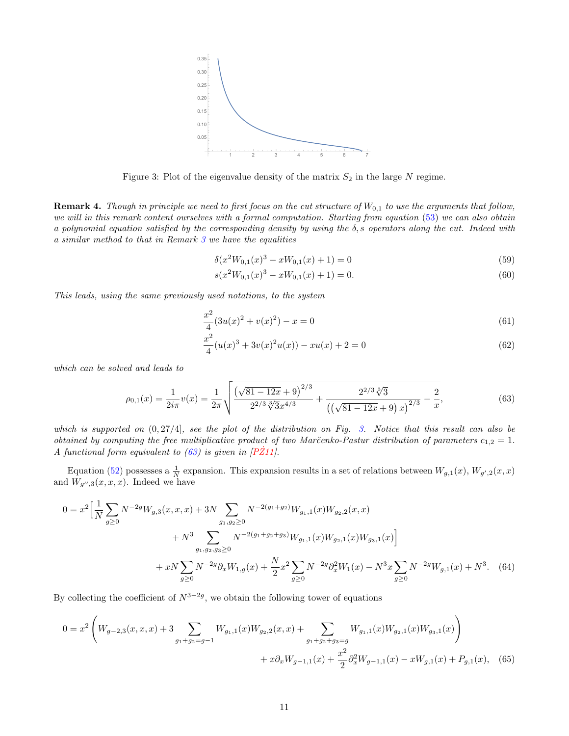Figure 3: Plot of the eigenvalue density of the matrix $S_2$ in the large $N$ regime.

**Remark 4.** *Though in principle we need to first focus on the cut structure of $W_{0,1}$ to use the arguments that follow, we will in this remark content ourselves with a formal computation. Starting from equation (53) we can also obtain a polynomial equation satisfied by the corresponding density by using the $\delta, s$ operators along the cut. Indeed with a similar method to that in Remark 3 we have the equalities*

$$\delta(x^2 W_{0,1}(x)^3 - xW_{0,1}(x) + 1) = 0 \tag{59}$$

$$s(x^2 W_{0,1}(x)^3 - xW_{0,1}(x) + 1) = 0. \tag{60}$$

*This leads, using the same previously used notations, to the system*

$$\frac{x^2}{4}(3u(x)^2 + v(x)^2) - x = 0 \tag{61}$$

$$\frac{x^2}{4}(u(x)^3 + 3v(x)^2 u(x)) - xu(x) + 2 = 0 \tag{62}$$

*which can be solved and leads to*

$$\rho_{0,1}(x) = \frac{1}{2i\pi} v(x) = \frac{1}{2\pi}\sqrt{\frac{\left(\sqrt{81-12x}+9\right)^{2/3}}{2^{2/3}\sqrt[3]{3}x^{4/3}} + \frac{2^{2/3}\sqrt[3]{3}}{\left(\left(\sqrt{81-12x}+9\right)x\right)^{2/3}} - \frac{2}{x}}, \tag{63}$$

*which is supported on $(0, 27/4]$, see the plot of the distribution on Fig. 3. Notice that this result can also be obtained by computing the free multiplicative product of two Marčenko-Pastur distribution of parameters $c_{1,2} = 1$. A functional form equivalent to (63) is given in [PŻ11].*

Equation (52) possesses a $\frac{1}{N}$ expansion. This expansion results in a set of relations between $W_{g,1}(x)$, $W_{g',2}(x,x)$ and $W_{g'',3}(x,x,x)$. Indeed we have

$$\begin{aligned}
0 = x^2\Big[\frac{1}{N}\sum_{g\geq 0} N^{-2g} W_{g,3}(x,x,x) &+ 3N\sum_{g_1,g_2\geq 0} N^{-2(g_1+g_2)} W_{g_1,1}(x)W_{g_2,2}(x,x) \\
&+ N^3 \sum_{g_1,g_2,g_3\geq 0} N^{-2(g_1+g_2+g_3)} W_{g_1,1}(x)W_{g_2,1}(x)W_{g_3,1}(x)\Big] \\
&+ xN\sum_{g\geq 0} N^{-2g}\partial_x W_{1,g}(x) + \frac{N}{2}x^2\sum_{g\geq 0} N^{-2g}\partial_x^2 W_1(x) - N^3 x\sum_{g\geq 0} N^{-2g} W_{g,1}(x) + N^3.
\end{aligned} \tag{64}$$

By collecting the coefficient of $N^{3-2g}$, we obtain the following tower of equations

$$\begin{aligned}
0 = x^2\Bigg(W_{g-2,3}(x,x,x) &+ 3\sum_{g_1+g_2=g-1} W_{g_1,1}(x)W_{g_2,2}(x,x) + \sum_{g_1+g_2+g_3=g} W_{g_1,1}(x)W_{g_2,1}(x)W_{g_3,1}(x)\Bigg) \\
&+ x\partial_x W_{g-1,1}(x) + \frac{x^2}{2}\partial_x^2 W_{g-1,1}(x) - xW_{g,1}(x) + P_{g,1}(x),
\end{aligned} \tag{65}$$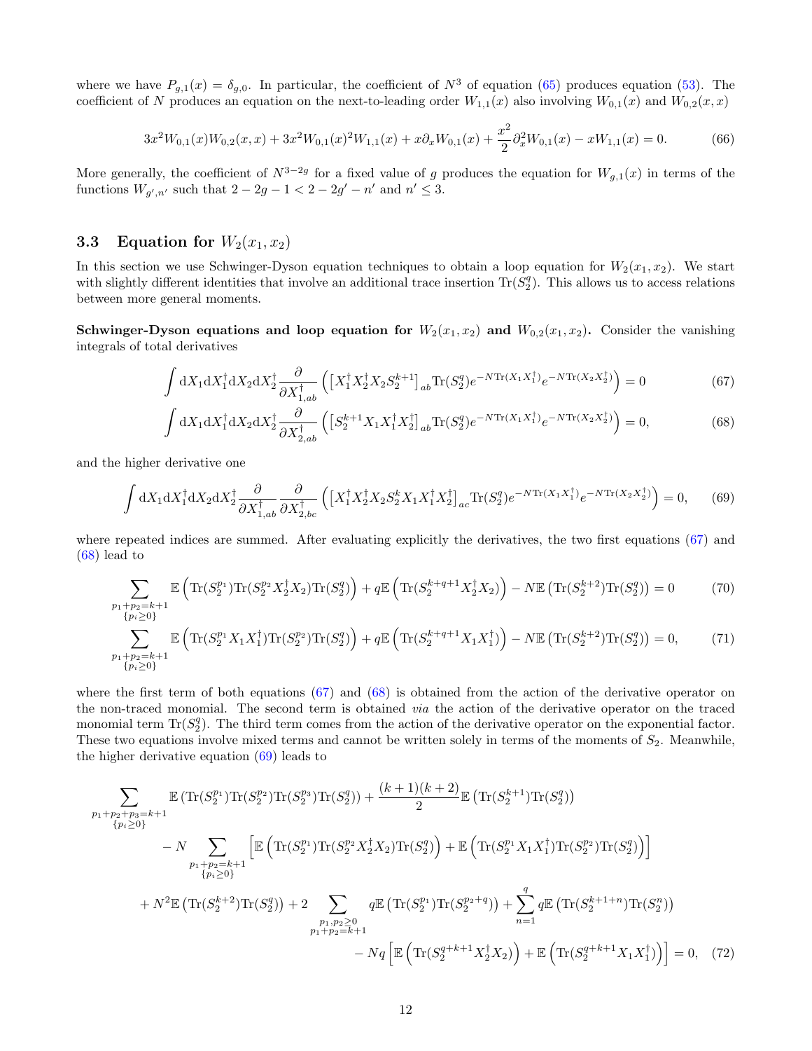where we have $P_{g,1}(x) = \delta_{g,0}$. In particular, the coefficient of $N^3$ of equation (65) produces equation (53). The coefficient of $N$ produces an equation on the next-to-leading order $W_{1,1}(x)$ also involving $W_{0,1}(x)$ and $W_{0,2}(x,x)$

$$3x^2 W_{0,1}(x) W_{0,2}(x,x) + 3x^2 W_{0,1}(x)^2 W_{1,1}(x) + x\partial_x W_{0,1}(x) + \frac{x^2}{2}\partial_x^2 W_{0,1}(x) - xW_{1,1}(x) = 0. \tag{66}$$

More generally, the coefficient of $N^{3-2g}$ for a fixed value of $g$ produces the equation for $W_{g,1}(x)$ in terms of the functions $W_{g',n'}$ such that $2-2g-1 < 2-2g'-n'$ and $n' \leq 3$.

## 3.3 Equation for $W_2(x_1, x_2)$

In this section we use Schwinger-Dyson equation techniques to obtain a loop equation for $W_2(x_1,x_2)$. We start with slightly different identities that involve an additional trace insertion $\mathrm{Tr}(S_2^q)$. This allows us to access relations between more general moments.

**Schwinger-Dyson equations and loop equation for $W_2(x_1, x_2)$ and $W_{0,2}(x_1, x_2)$.** Consider the vanishing integrals of total derivatives

$$\int \mathrm{d}X_1 \mathrm{d}X_1^\dagger \mathrm{d}X_2 \mathrm{d}X_2^\dagger \frac{\partial}{\partial X_{1,ab}^\dagger}\left(\left[X_1^\dagger X_2^\dagger X_2 S_2^{k+1}\right]_{ab} \mathrm{Tr}(S_2^q) e^{-N\mathrm{Tr}(X_1X_1^\dagger)} e^{-N\mathrm{Tr}(X_2X_2^\dagger)}\right) = 0 \tag{67}$$

$$\int \mathrm{d}X_1 \mathrm{d}X_1^\dagger \mathrm{d}X_2 \mathrm{d}X_2^\dagger \frac{\partial}{\partial X_{2,ab}^\dagger}\left(\left[S_2^{k+1} X_1 X_1^\dagger X_2^\dagger\right]_{ab} \mathrm{Tr}(S_2^q) e^{-N\mathrm{Tr}(X_1X_1^\dagger)} e^{-N\mathrm{Tr}(X_2X_2^\dagger)}\right) = 0, \tag{68}$$

and the higher derivative one

$$\int \mathrm{d}X_1 \mathrm{d}X_1^\dagger \mathrm{d}X_2 \mathrm{d}X_2^\dagger \frac{\partial}{\partial X_{1,ab}^\dagger}\frac{\partial}{\partial X_{2,bc}^\dagger}\left(\left[X_1^\dagger X_2^\dagger X_2 S_2^{k} X_1 X_1^\dagger X_2^\dagger\right]_{ac} \mathrm{Tr}(S_2^q) e^{-N\mathrm{Tr}(X_1X_1^\dagger)} e^{-N\mathrm{Tr}(X_2X_2^\dagger)}\right) = 0, \tag{69}$$

where repeated indices are summed. After evaluating explicitly the derivatives, the two first equations (67) and (68) lead to

$$\sum_{\substack{p_1+p_2=k+1\\ \{p_i\geq 0\}}} \mathbb{E}\left(\mathrm{Tr}(S_2^{p_1})\mathrm{Tr}(S_2^{p_2}X_2^\dagger X_2)\mathrm{Tr}(S_2^q)\right) + q\mathbb{E}\left(\mathrm{Tr}(S_2^{k+q+1}X_2^\dagger X_2)\right) - N\mathbb{E}\left(\mathrm{Tr}(S_2^{k+2})\mathrm{Tr}(S_2^q)\right) = 0 \tag{70}$$

$$\sum_{\substack{p_1+p_2=k+1\\ \{p_i\geq 0\}}} \mathbb{E}\left(\mathrm{Tr}(S_2^{p_1}X_1X_1^\dagger)\mathrm{Tr}(S_2^{p_2})\mathrm{Tr}(S_2^q)\right) + q\mathbb{E}\left(\mathrm{Tr}(S_2^{k+q+1}X_1X_1^\dagger)\right) - N\mathbb{E}\left(\mathrm{Tr}(S_2^{k+2})\mathrm{Tr}(S_2^q)\right) = 0, \tag{71}$$

where the first term of both equations (67) and (68) is obtained from the action of the derivative operator on the non-traced monomial. The second term is obtained *via* the action of the derivative operator on the traced monomial term $\mathrm{Tr}(S_2^q)$. The third term comes from the action of the derivative operator on the exponential factor. These two equations involve mixed terms and cannot be written solely in terms of the moments of $S_2$. Meanwhile, the higher derivative equation (69) leads to

$$\begin{aligned}
&\sum_{\substack{p_1+p_2+p_3=k+1\\ \{p_i\geq 0\}}} \mathbb{E}\left(\mathrm{Tr}(S_2^{p_1})\mathrm{Tr}(S_2^{p_2})\mathrm{Tr}(S_2^{p_3})\mathrm{Tr}(S_2^q)\right) + \frac{(k+1)(k+2)}{2}\mathbb{E}\left(\mathrm{Tr}(S_2^{k+1})\mathrm{Tr}(S_2^q)\right)\\
&\quad - N\sum_{\substack{p_1+p_2=k+1\\ \{p_i\geq 0\}}}\left[\mathbb{E}\left(\mathrm{Tr}(S_2^{p_1})\mathrm{Tr}(S_2^{p_2}X_2^\dagger X_2)\mathrm{Tr}(S_2^q)\right) + \mathbb{E}\left(\mathrm{Tr}(S_2^{p_1}X_1X_1^\dagger)\mathrm{Tr}(S_2^{p_2})\mathrm{Tr}(S_2^q)\right)\right]\\
&\quad + N^2\mathbb{E}\left(\mathrm{Tr}(S_2^{k+2})\mathrm{Tr}(S_2^q)\right) + 2\sum_{\substack{p_1,p_2\geq 0\\ p_1+p_2=k+1}} q\mathbb{E}\left(\mathrm{Tr}(S_2^{p_1})\mathrm{Tr}(S_2^{p_2+q})\right) + \sum_{n=1}^{q} q\mathbb{E}\left(\mathrm{Tr}(S_2^{k+1+n})\mathrm{Tr}(S_2^n)\right)\\
&\quad - Nq\left[\mathbb{E}\left(\mathrm{Tr}(S_2^{q+k+1}X_2^\dagger X_2)\right) + \mathbb{E}\left(\mathrm{Tr}(S_2^{q+k+1}X_1X_1^\dagger)\right)\right] = 0,
\end{aligned} \tag{72}$$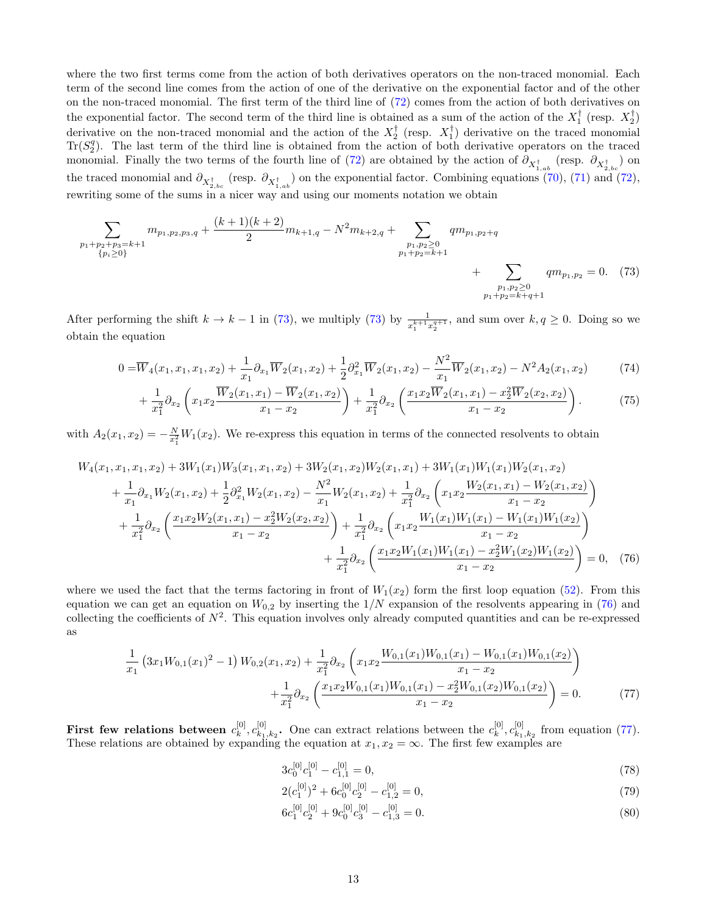where the two first terms come from the action of both derivatives operators on the non-traced monomial. Each term of the second line comes from the action of one of the derivative on the exponential factor and of the other on the non-traced monomial. The first term of the third line of (72) comes from the action of both derivatives on the exponential factor. The second term of the third line is obtained as a sum of the action of the $X_1^\dagger$ (resp. $X_2^\dagger$) derivative on the non-traced monomial and the action of the $X_2^\dagger$ (resp. $X_1^\dagger$) derivative on the traced monomial $\mathrm{Tr}(S_2^q)$. The last term of the third line is obtained from the action of both derivative operators on the traced monomial. Finally the two terms of the fourth line of (72) are obtained by the action of $\partial_{X^\dagger_{1,ab}}$ (resp. $\partial_{X^\dagger_{2,bc}}$) on the traced monomial and $\partial_{X^\dagger_{2,bc}}$ (resp. $\partial_{X^\dagger_{1,ab}}$) on the exponential factor. Combining equations (70), (71) and (72), rewriting some of the sums in a nicer way and using our moments notation we obtain

$$\sum_{\substack{p_1+p_2+p_3=k+1\\ \{p_i\geq 0\}}} m_{p_1,p_2,p_3,q} + \frac{(k+1)(k+2)}{2} m_{k+1,q} - N^2 m_{k+2,q} + \sum_{\substack{p_1,p_2\geq 0\\ p_1+p_2=k+1}} q m_{p_1,p_2+q} + \sum_{\substack{p_1,p_2\geq 0\\ p_1+p_2=k+q+1}} q m_{p_1,p_2} = 0. \quad (73)$$

After performing the shift $k\to k-1$ in (73), we multiply (73) by $\frac{1}{x_1^{k+1}x_2^{q+1}}$, and sum over $k,q\geq 0$. Doing so we obtain the equation

$$0 = \overline{W}_4(x_1,x_1,x_1,x_2) + \frac{1}{x_1}\partial_{x_1}\overline{W}_2(x_1,x_2) + \frac{1}{2}\partial^2_{x_1}\overline{W}_2(x_1,x_2) - \frac{N^2}{x_1}\overline{W}_2(x_1,x_2) - N^2 A_2(x_1,x_2) \quad (74)$$

$$+ \frac{1}{x_1^2}\partial_{x_2}\left(x_1x_2\frac{\overline{W}_2(x_1,x_1)-\overline{W}_2(x_1,x_2)}{x_1-x_2}\right) + \frac{1}{x_1^2}\partial_{x_2}\left(\frac{x_1x_2\overline{W}_2(x_1,x_1)-x_2^2\overline{W}_2(x_2,x_2)}{x_1-x_2}\right). \quad (75)$$

with $A_2(x_1,x_2) = -\frac{N}{x_1^2}W_1(x_2)$. We re-express this equation in terms of the connected resolvents to obtain

$$\begin{aligned}
&W_4(x_1,x_1,x_1,x_2) + 3W_1(x_1)W_3(x_1,x_1,x_2) + 3W_2(x_1,x_2)W_2(x_1,x_1) + 3W_1(x_1)W_1(x_1)W_2(x_1,x_2)\\
&+ \frac{1}{x_1}\partial_{x_1}W_2(x_1,x_2) + \frac{1}{2}\partial^2_{x_1}W_2(x_1,x_2) - \frac{N^2}{x_1}W_2(x_1,x_2) + \frac{1}{x_1^2}\partial_{x_2}\left(x_1x_2\frac{W_2(x_1,x_1)-W_2(x_1,x_2)}{x_1-x_2}\right)\\
&+ \frac{1}{x_1^2}\partial_{x_2}\left(\frac{x_1x_2W_2(x_1,x_1)-x_2^2W_2(x_2,x_2)}{x_1-x_2}\right) + \frac{1}{x_1^2}\partial_{x_2}\left(x_1x_2\frac{W_1(x_1)W_1(x_1)-W_1(x_1)W_1(x_2)}{x_1-x_2}\right)\\
&+ \frac{1}{x_1^2}\partial_{x_2}\left(\frac{x_1x_2W_1(x_1)W_1(x_1)-x_2^2W_1(x_2)W_1(x_2)}{x_1-x_2}\right) = 0,
\end{aligned} \quad (76)$$

where we used the fact that the terms factoring in front of $W_1(x_2)$ form the first loop equation (52). From this equation we can get an equation on $W_{0,2}$ by inserting the $1/N$ expansion of the resolvents appearing in (76) and collecting the coefficients of $N^2$. This equation involves only already computed quantities and can be re-expressed as

$$\begin{aligned}
&\frac{1}{x_1}\left(3x_1W_{0,1}(x_1)^2-1\right)W_{0,2}(x_1,x_2) + \frac{1}{x_1^2}\partial_{x_2}\left(x_1x_2\frac{W_{0,1}(x_1)W_{0,1}(x_1)-W_{0,1}(x_1)W_{0,1}(x_2)}{x_1-x_2}\right)\\
&+\frac{1}{x_1^2}\partial_{x_2}\left(\frac{x_1x_2W_{0,1}(x_1)W_{0,1}(x_1)-x_2^2W_{0,1}(x_2)W_{0,1}(x_2)}{x_1-x_2}\right) = 0.
\end{aligned} \quad (77)$$

**First few relations between $c_k^{[0]}, c_{k_1,k_2}^{[0]}$.** One can extract relations between the $c_k^{[0]}, c_{k_1,k_2}^{[0]}$ from equation (77). These relations are obtained by expanding the equation at $x_1,x_2=\infty$. The first few examples are

$$3c_0^{[0]}c_1^{[0]} - c_{1,1}^{[0]} = 0, \quad (78)$$

$$2(c_1^{[0]})^2 + 6c_0^{[0]}c_2^{[0]} - c_{1,2}^{[0]} = 0, \quad (79)$$

$$6c_1^{[0]}c_2^{[0]} + 9c_0^{[0]}c_3^{[0]} - c_{1,3}^{[0]} = 0. \quad (80)$$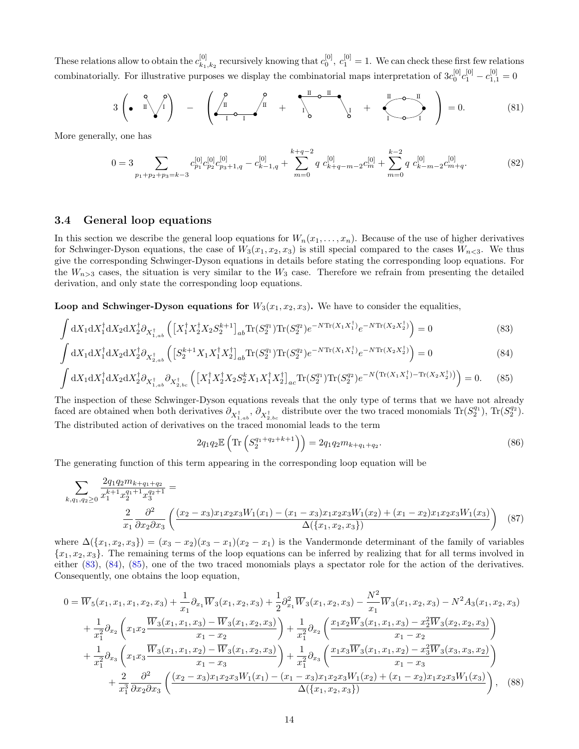These relations allow to obtain the $c^{[0]}_{k_1,k_2}$ recursively knowing that $c^{[0]}_0$, $c^{[0]}_1 = 1$. We can check these first few relations combinatorially. For illustrative purposes we display the combinatorial maps interpretation of $3c^{[0]}_0 c^{[0]}_1 - c^{[0]}_{1,1} = 0$

$$3\left(\bullet \quad \text{II} \bigvee \text{I}\right) - \left( \cdots + \cdots + \cdots \right) = 0. \tag{81}$$

More generally, one has

$$0 = 3\sum_{p_1+p_2+p_3=k-3} c^{[0]}_{p_1} c^{[0]}_{p_2} c^{[0]}_{p_3+1,q} - c^{[0]}_{k-1,q} + \sum_{m=0}^{k+q-2} q\ c^{[0]}_{k+q-m-2} c^{[0]}_m + \sum_{m=0}^{k-2} q\ c^{[0]}_{k-m-2} c^{[0]}_{m+q}. \tag{82}$$

### 3.4 General loop equations

In this section we describe the general loop equations for $W_n(x_1, \dots, x_n)$. Because of the use of higher derivatives for Schwinger-Dyson equations, the case of $W_3(x_1, x_2, x_3)$ is still special compared to the cases $W_{n<3}$. We thus give the corresponding Schwinger-Dyson equations in details before stating the corresponding loop equations. For the $W_{n>3}$ cases, the situation is very similar to the $W_3$ case. Therefore we refrain from presenting the detailed derivation, and only state the corresponding loop equations.

**Loop and Schwinger-Dyson equations for $W_3(x_1, x_2, x_3)$.** We have to consider the equalities,

$$\int \mathrm{d}X_1 \mathrm{d}X_1^\dagger \mathrm{d}X_2 \mathrm{d}X_2^\dagger \partial_{X^\dagger_{1,ab}} \left( \left[X_1^\dagger X_2^\dagger X_2 S_2^{k+1}\right]_{ab} \mathrm{Tr}(S_2^{q_1}) \mathrm{Tr}(S_2^{q_2}) e^{-N\mathrm{Tr}(X_1X_1^\dagger)} e^{-N\mathrm{Tr}(X_2X_2^\dagger)} \right) = 0 \tag{83}$$

$$\int \mathrm{d}X_1 \mathrm{d}X_1^\dagger \mathrm{d}X_2 \mathrm{d}X_2^\dagger \partial_{X^\dagger_{2,ab}} \left( \left[S_2^{k+1} X_1 X_1^\dagger X_2^\dagger\right]_{ab} \mathrm{Tr}(S_2^{q_1}) \mathrm{Tr}(S_2^{q_2}) e^{-N\mathrm{Tr}(X_1X_1^\dagger)} e^{-N\mathrm{Tr}(X_2X_2^\dagger)} \right) = 0 \tag{84}$$

$$\int \mathrm{d}X_1 \mathrm{d}X_1^\dagger \mathrm{d}X_2 \mathrm{d}X_2^\dagger \partial_{X^\dagger_{1,ab}} \partial_{X^\dagger_{2,bc}} \left( \left[X_1^\dagger X_2^\dagger X_2 S_2^k X_1 X_1^\dagger X_2^\dagger\right]_{ac} \mathrm{Tr}(S_2^{q_1}) \mathrm{Tr}(S_2^{q_2}) e^{-N\left(\mathrm{Tr}(X_1X_1^\dagger) - \mathrm{Tr}(X_2X_2^\dagger)\right)} \right) = 0. \tag{85}$$

The inspection of these Schwinger-Dyson equations reveals that the only type of terms that we have not already faced are obtained when both derivatives $\partial_{X^\dagger_{1,ab}}$, $\partial_{X^\dagger_{2,bc}}$ distribute over the two traced monomials $\mathrm{Tr}(S_2^{q_1})$, $\mathrm{Tr}(S_2^{q_2})$. The distributed action of derivatives on the traced monomial leads to the term

$$2q_1q_2 \mathbb{E}\left(\mathrm{Tr}\left(S_2^{q_1+q_2+k+1}\right)\right) = 2q_1q_2 m_{k+q_1+q_2}. \tag{86}$$

The generating function of this term appearing in the corresponding loop equation will be

$$\sum_{k,q_1,q_2\geq 0} \frac{2q_1q_2 m_{k+q_1+q_2}}{x_1^{k+1} x_2^{q_1+1} x_3^{q_2+1}} = \frac{2}{x_1} \frac{\partial^2}{\partial x_2 \partial x_3} \left( \frac{(x_2-x_3)x_1x_2x_3 W_1(x_1) - (x_1-x_3)x_1x_2x_3 W_1(x_2) + (x_1-x_2)x_1x_2x_3 W_1(x_3)}{\Delta(\{x_1,x_2,x_3\})} \right) \tag{87}$$

where $\Delta(\{x_1, x_2, x_3\}) = (x_3 - x_2)(x_3 - x_1)(x_2 - x_1)$ is the Vandermonde determinant of the family of variables $\{x_1, x_2, x_3\}$. The remaining terms of the loop equations can be inferred by realizing that for all terms involved in either (83), (84), (85), one of the two traced monomials plays a spectator role for the action of the derivatives. Consequently, one obtains the loop equation,

$$\begin{aligned}
0 = &\overline{W}_5(x_1, x_1, x_1, x_2, x_3) + \frac{1}{x_1}\partial_{x_1}\overline{W}_3(x_1, x_2, x_3) + \frac{1}{2}\partial^2_{x_1}\overline{W}_3(x_1, x_2, x_3) - \frac{N^2}{x_1}\overline{W}_3(x_1, x_2, x_3) - N^2 A_3(x_1, x_2, x_3) \\
&+ \frac{1}{x_1^2}\partial_{x_2}\left(x_1x_2\frac{\overline{W}_3(x_1, x_1, x_3) - \overline{W}_3(x_1, x_2, x_3)}{x_1 - x_2}\right) + \frac{1}{x_1^2}\partial_{x_2}\left(\frac{x_1x_2\overline{W}_3(x_1, x_1, x_3) - x_2^2\overline{W}_3(x_2, x_2, x_3)}{x_1 - x_2}\right) \\
&+ \frac{1}{x_1^2}\partial_{x_3}\left(x_1x_3\frac{\overline{W}_3(x_1, x_1, x_2) - \overline{W}_3(x_1, x_2, x_3)}{x_1 - x_3}\right) + \frac{1}{x_1^2}\partial_{x_3}\left(\frac{x_1x_3\overline{W}_3(x_1, x_1, x_2) - x_3^2\overline{W}_3(x_3, x_3, x_2)}{x_1 - x_3}\right) \\
&+ \frac{2}{x_1^3}\frac{\partial^2}{\partial x_2\partial x_3}\left(\frac{(x_2-x_3)x_1x_2x_3W_1(x_1) - (x_1-x_3)x_1x_2x_3W_1(x_2) + (x_1-x_2)x_1x_2x_3W_1(x_3)}{\Delta(\{x_1,x_2,x_3\})}\right),
\end{aligned} \tag{88}$$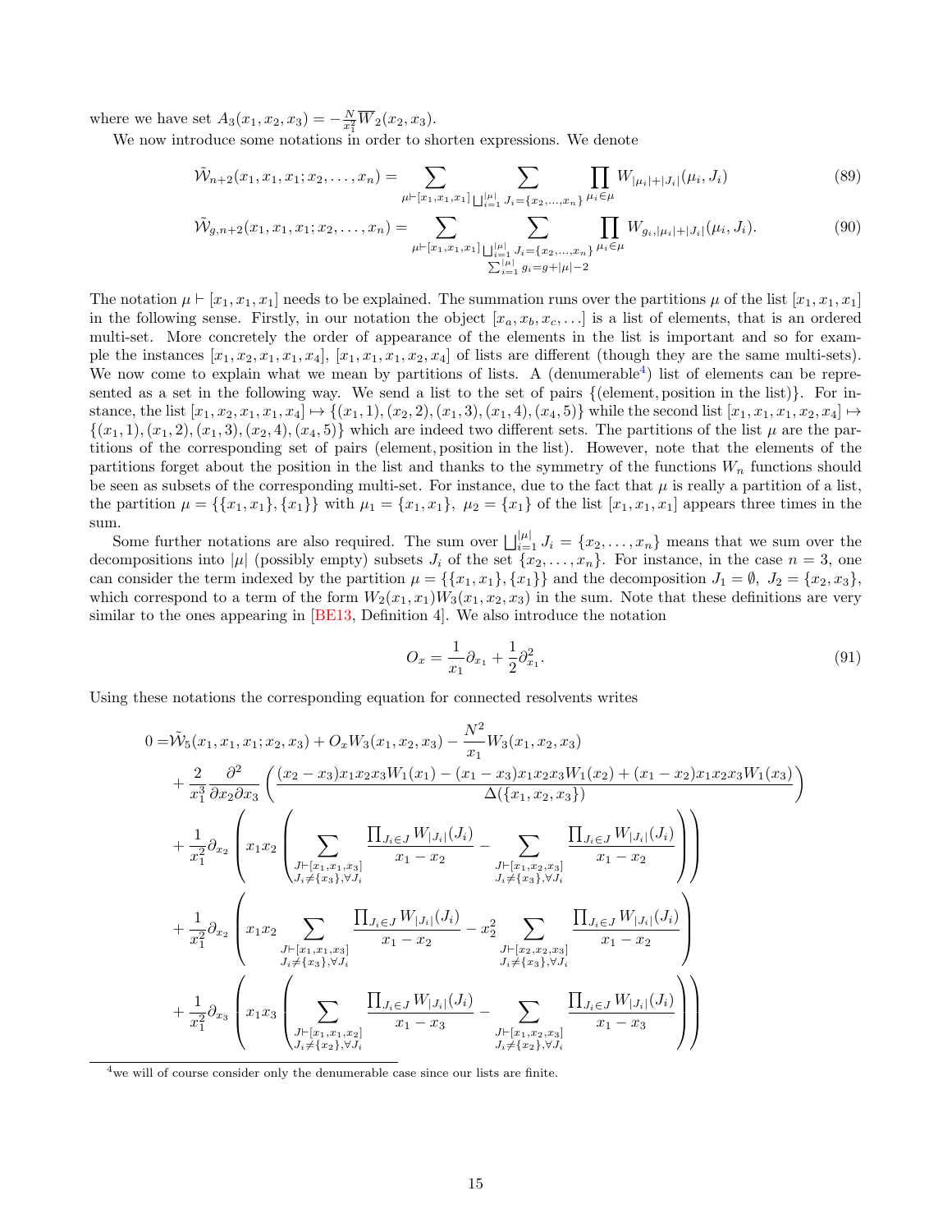where we have set $A_3(x_1,x_2,x_3) = -\frac{N}{x_1^2}\overline{W}_2(x_2,x_3)$.

We now introduce some notations in order to shorten expressions. We denote

$$\tilde{\mathcal{W}}_{n+2}(x_1,x_1,x_1;x_2,\ldots,x_n) = \sum_{\mu\vdash[x_1,x_1,x_1]} \sum_{\bigsqcup_{i=1}^{|\mu|} J_i=\{x_2,\ldots,x_n\}} \prod_{\mu_i\in\mu} W_{|\mu_i|+|J_i|}(\mu_i,J_i) \tag{89}$$

$$\tilde{\mathcal{W}}_{g,n+2}(x_1,x_1,x_1;x_2,\ldots,x_n) = \sum_{\mu\vdash[x_1,x_1,x_1]} \sum_{\substack{\bigsqcup_{i=1}^{|\mu|} J_i=\{x_2,\ldots,x_n\} \\ \sum_{i=1}^{|\mu|} g_i = g+|\mu|-2}} \prod_{\mu_i\in\mu} W_{g_i,|\mu_i|+|J_i|}(\mu_i,J_i). \tag{90}$$

The notation $\mu\vdash[x_1,x_1,x_1]$ needs to be explained. The summation runs over the partitions $\mu$ of the list $[x_1,x_1,x_1]$ in the following sense. Firstly, in our notation the object $[x_a,x_b,x_c,\ldots]$ is a list of elements, that is an ordered multi-set. More concretely the order of appearance of the elements in the list is important and so for example the instances $[x_1,x_2,x_1,x_1,x_4]$, $[x_1,x_1,x_1,x_2,x_4]$ of lists are different (though they are the same multi-sets). We now come to explain what we mean by partitions of lists. A (denumerable[4]) list of elements can be represented as a set in the following way. We send a list to the set of pairs $\{(\text{element}, \text{position in the list})\}$. For instance, the list $[x_1,x_2,x_1,x_1,x_4]\mapsto\{(x_1,1),(x_2,2),(x_1,3),(x_1,4),(x_4,5)\}$ while the second list $[x_1,x_1,x_1,x_2,x_4]\mapsto\{(x_1,1),(x_1,2),(x_1,3),(x_2,4),(x_4,5)\}$ which are indeed two different sets. The partitions of the list $\mu$ are the partitions of the corresponding set of pairs (element, position in the list). However, note that the elements of the partitions forget about the position in the list and thanks to the symmetry of the functions $W_n$ functions should be seen as subsets of the corresponding multi-set. For instance, due to the fact that $\mu$ is really a partition of a list, the partition $\mu=\{\{x_1,x_1\},\{x_1\}\}$ with $\mu_1=\{x_1,x_1\}$, $\mu_2=\{x_1\}$ of the list $[x_1,x_1,x_1]$ appears three times in the sum.

Some further notations are also required. The sum over $\bigsqcup_{i=1}^{|\mu|} J_i=\{x_2,\ldots,x_n\}$ means that we sum over the decompositions into $|\mu|$ (possibly empty) subsets $J_i$ of the set $\{x_2,\ldots,x_n\}$. For instance, in the case $n=3$, one can consider the term indexed by the partition $\mu=\{\{x_1,x_1\},\{x_1\}\}$ and the decomposition $J_1=\emptyset$, $J_2=\{x_2,x_3\}$, which correspond to a term of the form $W_2(x_1,x_1)W_3(x_1,x_2,x_3)$ in the sum. Note that these definitions are very similar to the ones appearing in [BE13, Definition 4]. We also introduce the notation

$$O_x = \frac{1}{x_1}\partial_{x_1} + \frac{1}{2}\partial_{x_1}^2. \tag{91}$$

Using these notations the corresponding equation for connected resolvents writes

$$\begin{aligned}
0 =& \tilde{\mathcal{W}}_5(x_1,x_1,x_1;x_2,x_3) + O_x W_3(x_1,x_2,x_3) - \frac{N^2}{x_1}W_3(x_1,x_2,x_3) \\
&+ \frac{2}{x_1^3}\frac{\partial^2}{\partial x_2\partial x_3}\left(\frac{(x_2-x_3)x_1x_2x_3W_1(x_1) - (x_1-x_3)x_1x_2x_3W_1(x_2) + (x_1-x_2)x_1x_2x_3W_1(x_3)}{\Delta(\{x_1,x_2,x_3\})}\right) \\
&+ \frac{1}{x_1^2}\partial_{x_2}\left(x_1x_2\left(\sum_{\substack{J\vdash[x_1,x_1,x_3] \\ J_i\neq\{x_3\},\forall J_i}} \frac{\prod_{J_i\in J}W_{|J_i|}(J_i)}{x_1-x_2} - \sum_{\substack{J\vdash[x_1,x_2,x_3] \\ J_i\neq\{x_3\},\forall J_i}} \frac{\prod_{J_i\in J}W_{|J_i|}(J_i)}{x_1-x_2}\right)\right) \\
&+ \frac{1}{x_1^2}\partial_{x_2}\left(x_1x_2\sum_{\substack{J\vdash[x_1,x_1,x_3] \\ J_i\neq\{x_3\},\forall J_i}} \frac{\prod_{J_i\in J}W_{|J_i|}(J_i)}{x_1-x_2} - x_2^2\sum_{\substack{J\vdash[x_2,x_2,x_3] \\ J_i\neq\{x_3\},\forall J_i}} \frac{\prod_{J_i\in J}W_{|J_i|}(J_i)}{x_1-x_2}\right) \\
&+ \frac{1}{x_1^2}\partial_{x_3}\left(x_1x_3\left(\sum_{\substack{J\vdash[x_1,x_1,x_2] \\ J_i\neq\{x_2\},\forall J_i}} \frac{\prod_{J_i\in J}W_{|J_i|}(J_i)}{x_1-x_3} - \sum_{\substack{J\vdash[x_1,x_2,x_3] \\ J_i\neq\{x_2\},\forall J_i}} \frac{\prod_{J_i\in J}W_{|J_i|}(J_i)}{x_1-x_3}\right)\right)
\end{aligned}$$

---

[4] we will of course consider only the denumerable case since our lists are finite.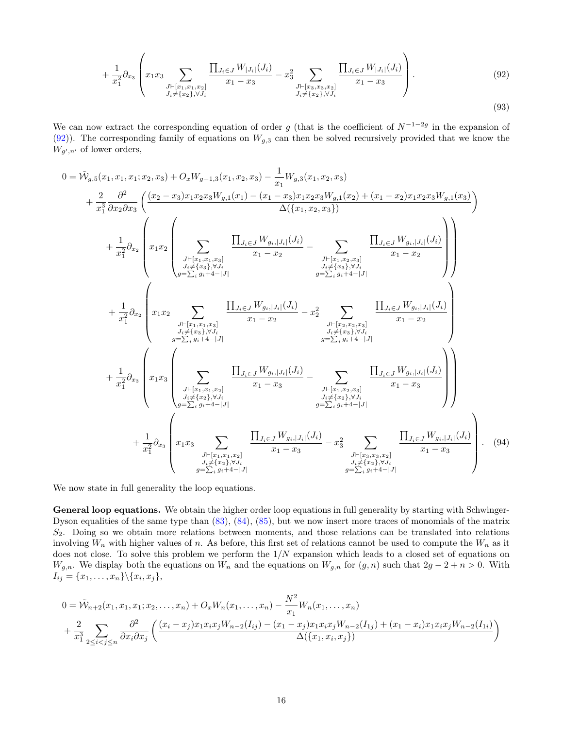$$
+ \frac{1}{x_1^2}\partial_{x_3}\left( x_1 x_3 \sum_{\substack{J\vdash[x_1,x_1,x_2]\\ J_i\neq\{x_2\},\forall J_i}} \frac{\prod_{J_i\in J} W_{|J_i|}(J_i)}{x_1-x_3} - x_3^2 \sum_{\substack{J\vdash[x_3,x_3,x_2]\\ J_i\neq\{x_2\},\forall J_i}} \frac{\prod_{J_i\in J} W_{|J_i|}(J_i)}{x_1-x_3} \right). \tag{92}
$$

$$
\tag{93}
$$

We can now extract the corresponding equation of order $g$ (that is the coefficient of $N^{-1-2g}$ in the expansion of (92)). The corresponding family of equations on $W_{g,3}$ can then be solved recursively provided that we know the $W_{g',n'}$ of lower orders,

$$
\begin{aligned}
0 =\ & \tilde{\mathcal{W}}_{g,5}(x_1,x_1,x_1;x_2,x_3) + O_x W_{g-1,3}(x_1,x_2,x_3) - \frac{1}{x_1} W_{g,3}(x_1,x_2,x_3) \\
& + \frac{2}{x_1^3}\frac{\partial^2}{\partial x_2 \partial x_3}\left( \frac{(x_2-x_3)x_1x_2x_3 W_{g,1}(x_1) - (x_1-x_3)x_1x_2x_3 W_{g,1}(x_2) + (x_1-x_2)x_1x_2x_3 W_{g,1}(x_3)}{\Delta(\{x_1,x_2,x_3\})} \right) \\
& + \frac{1}{x_1^2}\partial_{x_2}\left( x_1 x_2 \left( \sum_{\substack{J\vdash[x_1,x_1,x_3]\\ J_i\neq\{x_3\},\forall J_i \\ g=\sum_i g_i + 4 - |J|}} \frac{\prod_{J_i\in J} W_{g_i,|J_i|}(J_i)}{x_1-x_2} - \sum_{\substack{J\vdash[x_1,x_2,x_3]\\ J_i\neq\{x_3\},\forall J_i \\ g=\sum_i g_i + 4 - |J|}} \frac{\prod_{J_i\in J} W_{g_i,|J_i|}(J_i)}{x_1-x_2} \right)\right) \\
& + \frac{1}{x_1^2}\partial_{x_2}\left( x_1 x_2 \sum_{\substack{J\vdash[x_1,x_1,x_3]\\ J_i\neq\{x_3\},\forall J_i \\ g=\sum_i g_i + 4 - |J|}} \frac{\prod_{J_i\in J} W_{g_i,|J_i|}(J_i)}{x_1-x_2} - x_2^2 \sum_{\substack{J\vdash[x_2,x_2,x_3]\\ J_i\neq\{x_3\},\forall J_i \\ g=\sum_i g_i + 4 - |J|}} \frac{\prod_{J_i\in J} W_{g_i,|J_i|}(J_i)}{x_1-x_2} \right) \\
& + \frac{1}{x_1^2}\partial_{x_3}\left( x_1 x_3 \left( \sum_{\substack{J\vdash[x_1,x_1,x_2]\\ J_i\neq\{x_2\},\forall J_i \\ g=\sum_i g_i + 4 - |J|}} \frac{\prod_{J_i\in J} W_{g_i,|J_i|}(J_i)}{x_1-x_3} - \sum_{\substack{J\vdash[x_1,x_2,x_3]\\ J_i\neq\{x_2\},\forall J_i \\ g=\sum_i g_i + 4 - |J|}} \frac{\prod_{J_i\in J} W_{g_i,|J_i|}(J_i)}{x_1-x_3} \right)\right) \\
& + \frac{1}{x_1^2}\partial_{x_3}\left( x_1 x_3 \sum_{\substack{J\vdash[x_1,x_1,x_2]\\ J_i\neq\{x_2\},\forall J_i \\ g=\sum_i g_i + 4 - |J|}} \frac{\prod_{J_i\in J} W_{g_i,|J_i|}(J_i)}{x_1-x_3} - x_3^2 \sum_{\substack{J\vdash[x_3,x_3,x_2]\\ J_i\neq\{x_2\},\forall J_i \\ g=\sum_i g_i + 4 - |J|}} \frac{\prod_{J_i\in J} W_{g_i,|J_i|}(J_i)}{x_1-x_3} \right).
\end{aligned} \tag{94}
$$

We now state in full generality the loop equations.

**General loop equations.** We obtain the higher order loop equations in full generality by starting with Schwinger-Dyson equalities of the same type than (83), (84), (85), but we now insert more traces of monomials of the matrix $S_2$. Doing so we obtain more relations between moments, and those relations can be translated into relations involving $W_n$ with higher values of $n$. As before, this first set of relations cannot be used to compute the $W_n$ as it does not close. To solve this problem we perform the $1/N$ expansion which leads to a closed set of equations on $W_{g,n}$. We display both the equations on $W_n$ and the equations on $W_{g,n}$ for $(g,n)$ such that $2g-2+n>0$. With $I_{ij} = \{x_1,\dots,x_n\}\backslash\{x_i,x_j\}$,

$$
\begin{aligned}
0 =\ & \tilde{\mathcal{W}}_{n+2}(x_1,x_1,x_1;x_2,\dots,x_n) + O_x W_n(x_1,\dots,x_n) - \frac{N^2}{x_1} W_n(x_1,\dots,x_n) \\
& + \frac{2}{x_1^3}\sum_{2\le i<j\le n} \frac{\partial^2}{\partial x_i \partial x_j}\left( \frac{(x_i-x_j)x_1x_ix_j W_{n-2}(I_{ij}) - (x_1-x_j)x_1x_ix_j W_{n-2}(I_{1j}) + (x_1-x_i)x_1x_ix_j W_{n-2}(I_{1i})}{\Delta(\{x_1,x_i,x_j\})} \right)
\end{aligned}
$$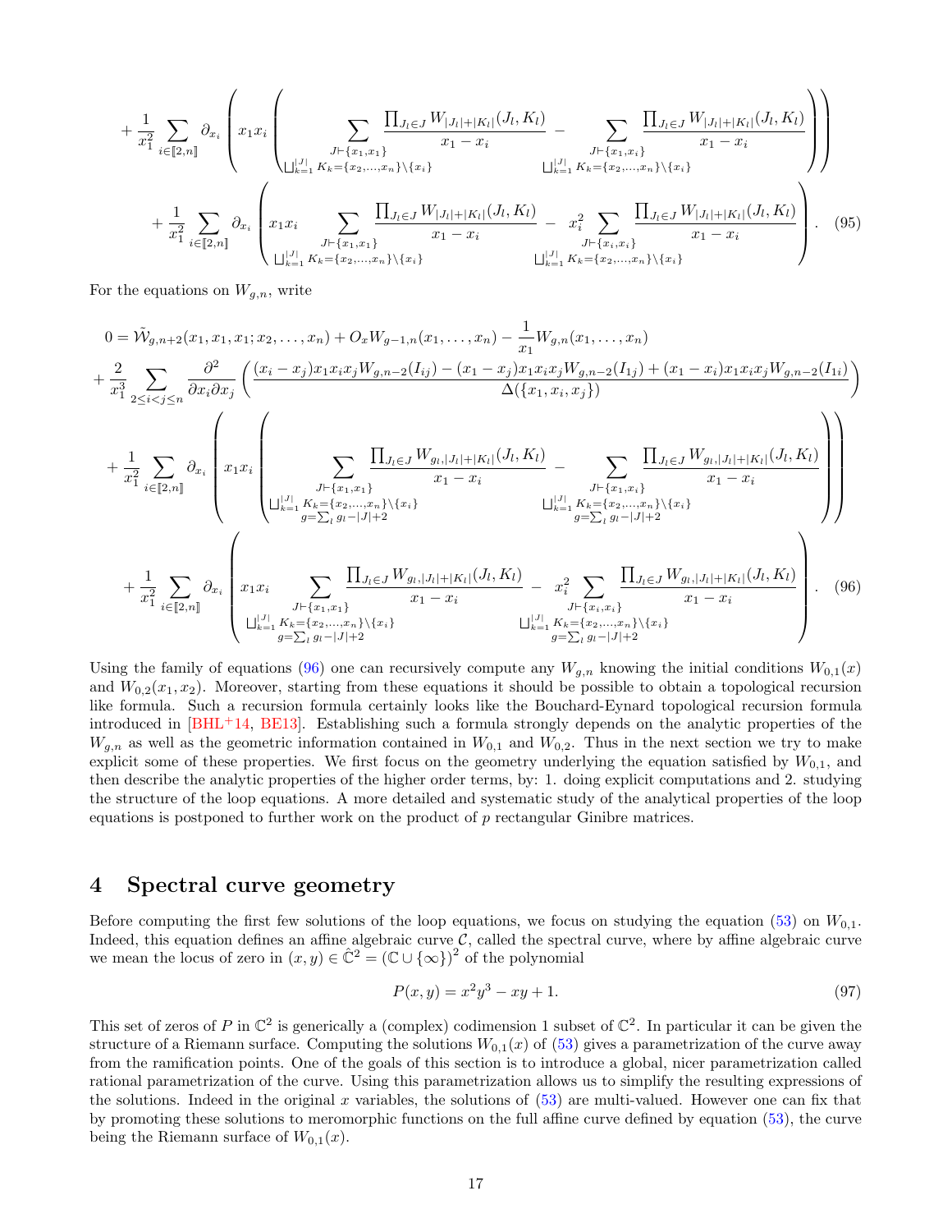$$
+ \frac{1}{x_1^2} \sum_{i \in [\![2,n]\!]} \partial_{x_i} \left( x_1 x_i \left( \sum_{\substack{J \vdash \{x_1, x_1\} \\ \bigsqcup_{k=1}^{|J|} K_k = \{x_2, \ldots, x_n\} \setminus \{x_i\}}} \frac{\prod_{J_l \in J} W_{|J_l|+|K_l|}(J_l, K_l)}{x_1 - x_i} - \sum_{\substack{J \vdash \{x_1, x_i\} \\ \bigsqcup_{k=1}^{|J|} K_k = \{x_2, \ldots, x_n\} \setminus \{x_i\}}} \frac{\prod_{J_l \in J} W_{|J_l|+|K_l|}(J_l, K_l)}{x_1 - x_i} \right) \right)
$$

$$
+ \frac{1}{x_1^2} \sum_{i \in [\![2,n]\!]} \partial_{x_i} \left( x_1 x_i \sum_{\substack{J \vdash \{x_1, x_1\} \\ \bigsqcup_{k=1}^{|J|} K_k = \{x_2, \ldots, x_n\} \setminus \{x_i\}}} \frac{\prod_{J_l \in J} W_{|J_l|+|K_l|}(J_l, K_l)}{x_1 - x_i} - x_i^2 \sum_{\substack{J \vdash \{x_i, x_i\} \\ \bigsqcup_{k=1}^{|J|} K_k = \{x_2, \ldots, x_n\} \setminus \{x_i\}}} \frac{\prod_{J_l \in J} W_{|J_l|+|K_l|}(J_l, K_l)}{x_1 - x_i} \right). \quad (95)
$$

For the equations on $W_{g,n}$, write

$$
0 = \tilde{\mathcal{W}}_{g,n+2}(x_1, x_1, x_1; x_2, \ldots, x_n) + O_x W_{g-1,n}(x_1, \ldots, x_n) - \frac{1}{x_1} W_{g,n}(x_1, \ldots, x_n)
$$

$$
+ \frac{2}{x_1^3} \sum_{2 \le i < j \le n} \frac{\partial^2}{\partial x_i \partial x_j} \left( \frac{(x_i - x_j) x_1 x_i x_j W_{g,n-2}(I_{ij}) - (x_1 - x_j) x_1 x_i x_j W_{g,n-2}(I_{1j}) + (x_1 - x_i) x_1 x_i x_j W_{g,n-2}(I_{1i})}{\Delta(\{x_1, x_i, x_j\})} \right)
$$

$$
+ \frac{1}{x_1^2} \sum_{i \in [\![2,n]\!]} \partial_{x_i} \left( x_1 x_i \left( \sum_{\substack{J \vdash \{x_1, x_1\} \\ \bigsqcup_{k=1}^{|J|} K_k = \{x_2, \ldots, x_n\} \setminus \{x_i\} \\ g = \sum_l g_l - |J| + 2}} \frac{\prod_{J_l \in J} W_{g_l, |J_l|+|K_l|}(J_l, K_l)}{x_1 - x_i} - \sum_{\substack{J \vdash \{x_1, x_i\} \\ \bigsqcup_{k=1}^{|J|} K_k = \{x_2, \ldots, x_n\} \setminus \{x_i\} \\ g = \sum_l g_l - |J| + 2}} \frac{\prod_{J_l \in J} W_{g_l, |J_l|+|K_l|}(J_l, K_l)}{x_1 - x_i} \right) \right)
$$

$$
+ \frac{1}{x_1^2} \sum_{i \in [\![2,n]\!]} \partial_{x_i} \left( x_1 x_i \sum_{\substack{J \vdash \{x_1, x_1\} \\ \bigsqcup_{k=1}^{|J|} K_k = \{x_2, \ldots, x_n\} \setminus \{x_i\} \\ g = \sum_l g_l - |J| + 2}} \frac{\prod_{J_l \in J} W_{g_l, |J_l|+|K_l|}(J_l, K_l)}{x_1 - x_i} - x_i^2 \sum_{\substack{J \vdash \{x_i, x_i\} \\ \bigsqcup_{k=1}^{|J|} K_k = \{x_2, \ldots, x_n\} \setminus \{x_i\} \\ g = \sum_l g_l - |J| + 2}} \frac{\prod_{J_l \in J} W_{g_l, |J_l|+|K_l|}(J_l, K_l)}{x_1 - x_i} \right). \quad (96)
$$

Using the family of equations (96) one can recursively compute any $W_{g,n}$ knowing the initial conditions $W_{0,1}(x)$ and $W_{0,2}(x_1, x_2)$. Moreover, starting from these equations it should be possible to obtain a topological recursion like formula. Such a recursion formula certainly looks like the Bouchard-Eynard topological recursion formula introduced in [BHL+14, BE13]. Establishing such a formula strongly depends on the analytic properties of the $W_{g,n}$ as well as the geometric information contained in $W_{0,1}$ and $W_{0,2}$. Thus in the next section we try to make explicit some of these properties. We first focus on the geometry underlying the equation satisfied by $W_{0,1}$, and then describe the analytic properties of the higher order terms, by: 1. doing explicit computations and 2. studying the structure of the loop equations. A more detailed and systematic study of the analytical properties of the loop equations is postponed to further work on the product of $p$ rectangular Ginibre matrices.

## 4 Spectral curve geometry

Before computing the first few solutions of the loop equations, we focus on studying the equation (53) on $W_{0,1}$. Indeed, this equation defines an affine algebraic curve $\mathcal{C}$, called the spectral curve, where by affine algebraic curve we mean the locus of zero in $(x, y) \in \hat{\mathbb{C}}^2 = (\mathbb{C} \cup \{\infty\})^2$ of the polynomial

$$
P(x, y) = x^2 y^3 - xy + 1. \quad (97)
$$

This set of zeros of $P$ in $\mathbb{C}^2$ is generically a (complex) codimension 1 subset of $\mathbb{C}^2$. In particular it can be given the structure of a Riemann surface. Computing the solutions $W_{0,1}(x)$ of (53) gives a parametrization of the curve away from the ramification points. One of the goals of this section is to introduce a global, nicer parametrization called rational parametrization of the curve. Using this parametrization allows us to simplify the resulting expressions of the solutions. Indeed in the original $x$ variables, the solutions of (53) are multi-valued. However one can fix that by promoting these solutions to meromorphic functions on the full affine curve defined by equation (53), the curve being the Riemann surface of $W_{0,1}(x)$.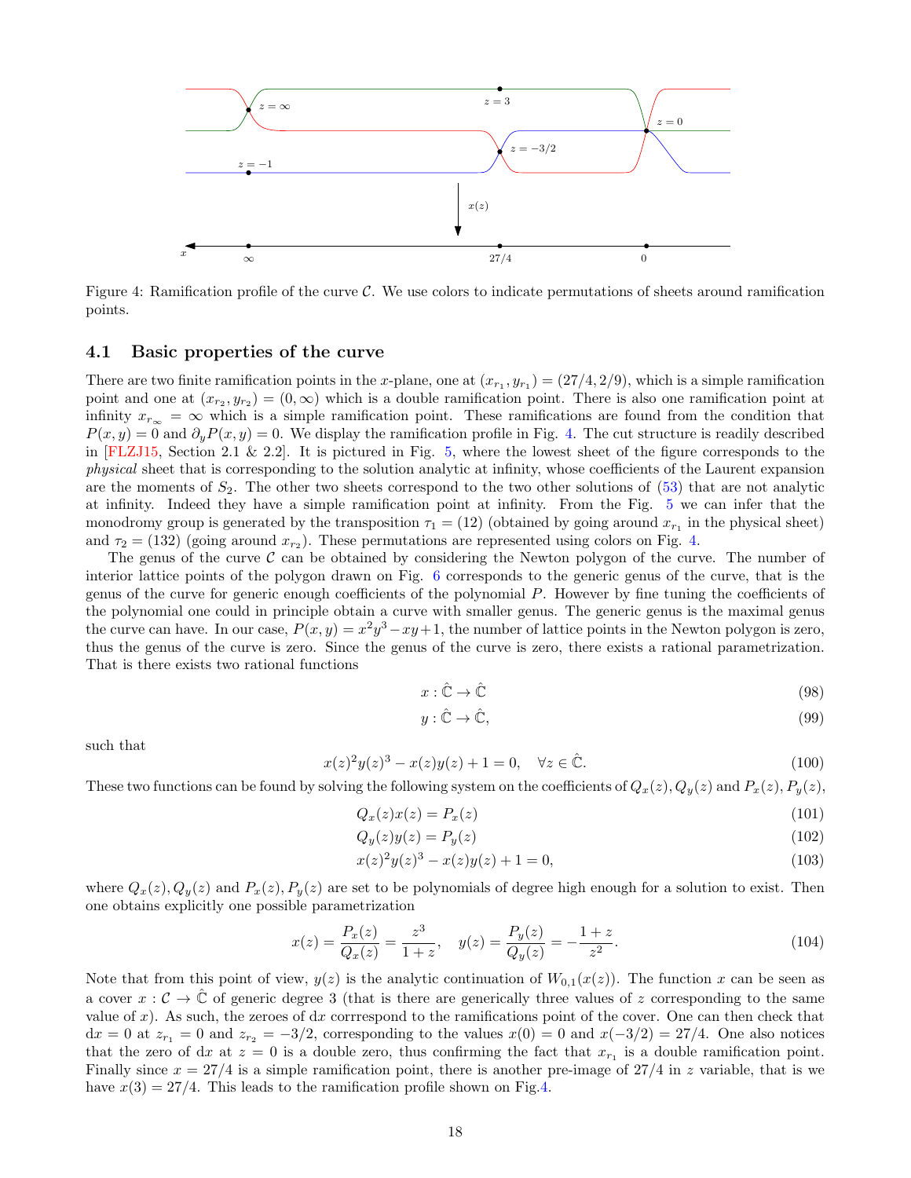Figure 4: Ramification profile of the curve $\mathcal{C}$. We use colors to indicate permutations of sheets around ramification points.

### 4.1 Basic properties of the curve

There are two finite ramification points in the $x$-plane, one at $(x_{r_1}, y_{r_1}) = (27/4, 2/9)$, which is a simple ramification point and one at $(x_{r_2}, y_{r_2}) = (0, \infty)$ which is a double ramification point. There is also one ramification point at infinity $x_{r_\infty} = \infty$ which is a simple ramification point. These ramifications are found from the condition that $P(x,y) = 0$ and $\partial_y P(x,y) = 0$. We display the ramification profile in Fig. 4. The cut structure is readily described in [FLZJ15, Section 2.1 & 2.2]. It is pictured in Fig. 5, where the lowest sheet of the figure corresponds to the *physical* sheet that is corresponding to the solution analytic at infinity, whose coefficients of the Laurent expansion are the moments of $S_2$. The other two sheets correspond to the two other solutions of (53) that are not analytic at infinity. Indeed they have a simple ramification point at infinity. From the Fig. 5 we can infer that the monodromy group is generated by the transposition $\tau_1 = (12)$ (obtained by going around $x_{r_1}$ in the physical sheet) and $\tau_2 = (132)$ (going around $x_{r_2}$). These permutations are represented using colors on Fig. 4.

The genus of the curve $\mathcal{C}$ can be obtained by considering the Newton polygon of the curve. The number of interior lattice points of the polygon drawn on Fig. 6 corresponds to the generic genus of the curve, that is the genus of the curve for generic enough coefficients of the polynomial $P$. However by fine tuning the coefficients of the polynomial one could in principle obtain a curve with smaller genus. The generic genus is the maximal genus the curve can have. In our case, $P(x,y) = x^2y^3 - xy + 1$, the number of lattice points in the Newton polygon is zero, thus the genus of the curve is zero. Since the genus of the curve is zero, there exists a rational parametrization. That is there exists two rational functions

$$x : \hat{\mathbb{C}} \to \hat{\mathbb{C}} \tag{98}$$

$$y : \hat{\mathbb{C}} \to \hat{\mathbb{C}}, \tag{99}$$

such that

$$x(z)^2 y(z)^3 - x(z)y(z) + 1 = 0, \quad \forall z \in \hat{\mathbb{C}}. \tag{100}$$

These two functions can be found by solving the following system on the coefficients of $Q_x(z), Q_y(z)$ and $P_x(z), P_y(z)$,

$$Q_x(z)x(z) = P_x(z) \tag{101}$$

$$Q_y(z)y(z) = P_y(z) \tag{102}$$

$$x(z)^2 y(z)^3 - x(z)y(z) + 1 = 0, \tag{103}$$

where $Q_x(z), Q_y(z)$ and $P_x(z), P_y(z)$ are set to be polynomials of degree high enough for a solution to exist. Then one obtains explicitly one possible parametrization

$$x(z) = \frac{P_x(z)}{Q_x(z)} = \frac{z^3}{1+z}, \quad y(z) = \frac{P_y(z)}{Q_y(z)} = -\frac{1+z}{z^2}. \tag{104}$$

Note that from this point of view, $y(z)$ is the analytic continuation of $W_{0,1}(x(z))$. The function $x$ can be seen as a cover $x : \mathcal{C} \to \hat{\mathbb{C}}$ of generic degree 3 (that is there are generically three values of $z$ corresponding to the same value of $x$). As such, the zeroes of d$x$ corrrespond to the ramifications point of the cover. One can then check that d$x = 0$ at $z_{r_1} = 0$ and $z_{r_2} = -3/2$, corresponding to the values $x(0) = 0$ and $x(-3/2) = 27/4$. One also notices that the zero of d$x$ at $z = 0$ is a double zero, thus confirming the fact that $x_{r_1}$ is a double ramification point. Finally since $x = 27/4$ is a simple ramification point, there is another pre-image of $27/4$ in $z$ variable, that is we have $x(3) = 27/4$. This leads to the ramification profile shown on Fig.4.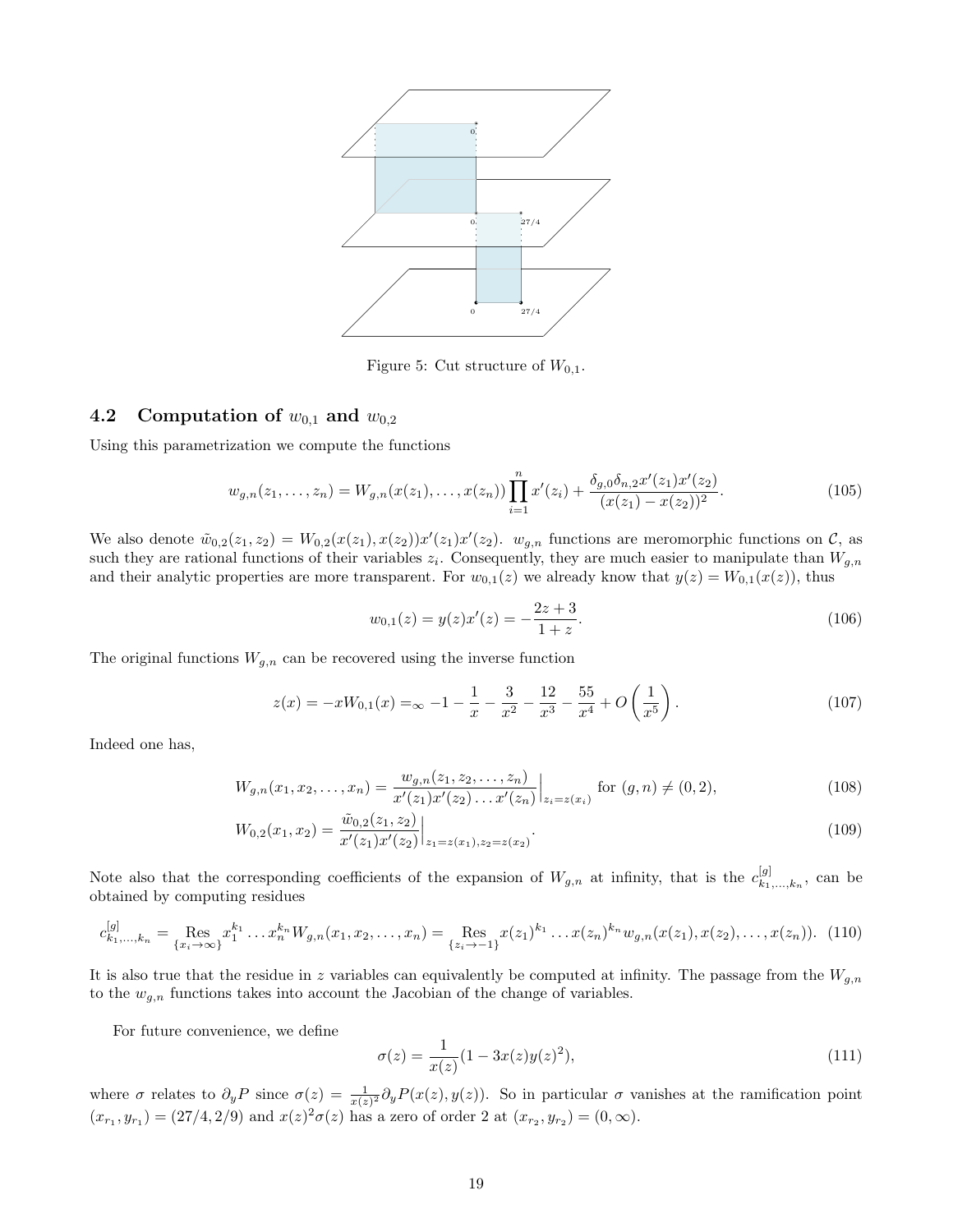Figure 5: Cut structure of $W_{0,1}$.

## 4.2 Computation of $w_{0,1}$ and $w_{0,2}$

Using this parametrization we compute the functions

$$w_{g,n}(z_1,\dots,z_n) = W_{g,n}(x(z_1),\dots,x(z_n))\prod_{i=1}^{n} x'(z_i) + \frac{\delta_{g,0}\delta_{n,2}x'(z_1)x'(z_2)}{(x(z_1)-x(z_2))^2}. \tag{105}$$

We also denote $\tilde{w}_{0,2}(z_1,z_2) = W_{0,2}(x(z_1),x(z_2))x'(z_1)x'(z_2)$. $w_{g,n}$ functions are meromorphic functions on $\mathcal{C}$, as such they are rational functions of their variables $z_i$. Consequently, they are much easier to manipulate than $W_{g,n}$ and their analytic properties are more transparent. For $w_{0,1}(z)$ we already know that $y(z) = W_{0,1}(x(z))$, thus

$$w_{0,1}(z) = y(z)x'(z) = -\frac{2z+3}{1+z}. \tag{106}$$

The original functions $W_{g,n}$ can be recovered using the inverse function

$$z(x) = -xW_{0,1}(x) =_{\infty} -1 - \frac{1}{x} - \frac{3}{x^2} - \frac{12}{x^3} - \frac{55}{x^4} + O\left(\frac{1}{x^5}\right). \tag{107}$$

Indeed one has,

$$W_{g,n}(x_1,x_2,\dots,x_n) = \frac{w_{g,n}(z_1,z_2,\dots,z_n)}{x'(z_1)x'(z_2)\dots x'(z_n)}\Big|_{z_i=z(x_i)} \text{ for } (g,n)\neq(0,2), \tag{108}$$

$$W_{0,2}(x_1,x_2) = \frac{\tilde{w}_{0,2}(z_1,z_2)}{x'(z_1)x'(z_2)}\Big|_{z_1=z(x_1),z_2=z(x_2)}. \tag{109}$$

Note also that the corresponding coefficients of the expansion of $W_{g,n}$ at infinity, that is the $c^{[g]}_{k_1,\dots,k_n}$, can be obtained by computing residues

$$c^{[g]}_{k_1,\dots,k_n} = \operatorname*{Res}_{\{x_i\to\infty\}} x_1^{k_1}\dots x_n^{k_n} W_{g,n}(x_1,x_2,\dots,x_n) = \operatorname*{Res}_{\{z_i\to -1\}} x(z_1)^{k_1}\dots x(z_n)^{k_n} w_{g,n}(x(z_1),x(z_2),\dots,x(z_n)). \tag{110}$$

It is also true that the residue in $z$ variables can equivalently be computed at infinity. The passage from the $W_{g,n}$ to the $w_{g,n}$ functions takes into account the Jacobian of the change of variables.

For future convenience, we define

$$\sigma(z) = \frac{1}{x(z)}(1-3x(z)y(z)^2), \tag{111}$$

where $\sigma$ relates to $\partial_y P$ since $\sigma(z) = \frac{1}{x(z)^2}\partial_y P(x(z),y(z))$. So in particular $\sigma$ vanishes at the ramification point $(x_{r_1},y_{r_1}) = (27/4, 2/9)$ and $x(z)^2\sigma(z)$ has a zero of order 2 at $(x_{r_2},y_{r_2}) = (0,\infty)$.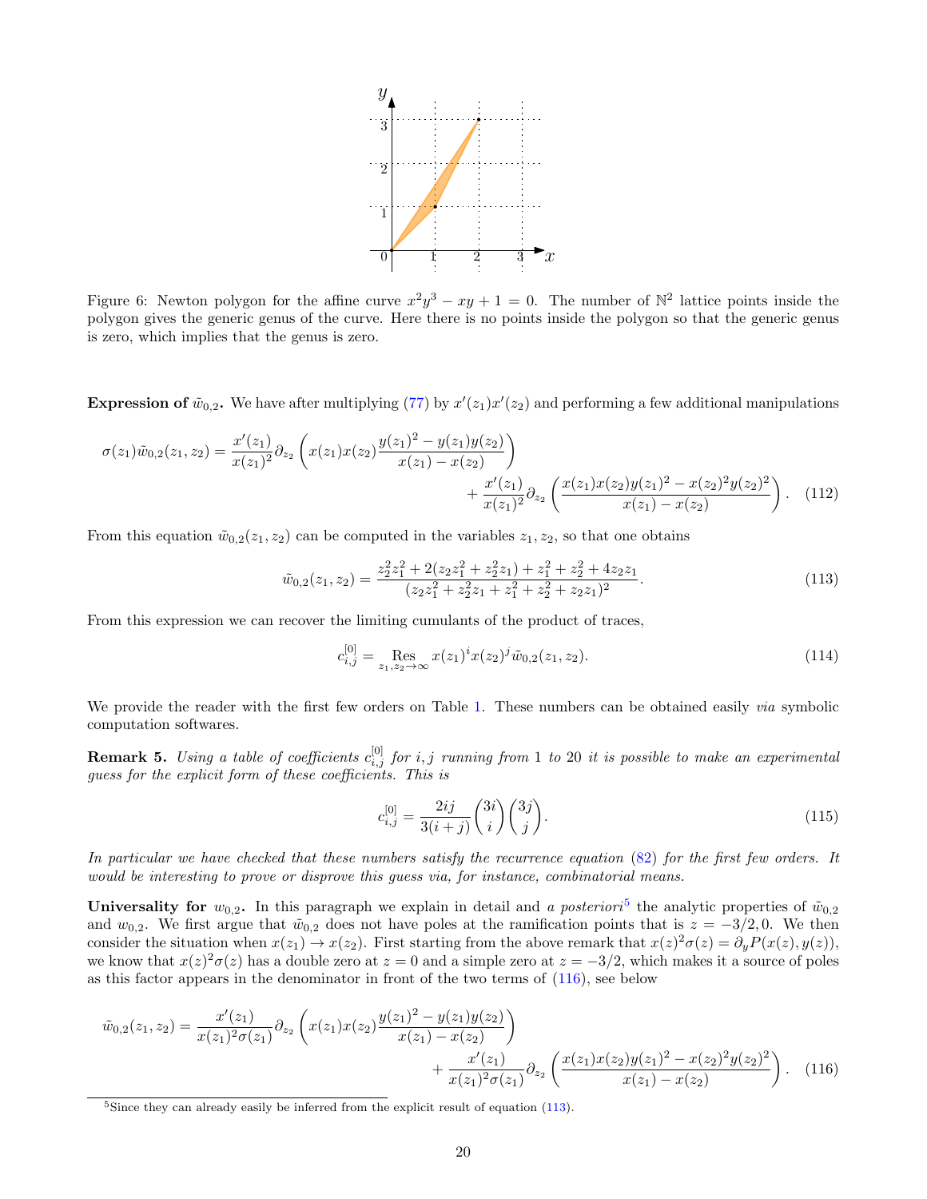Figure 6: Newton polygon for the affine curve $x^2y^3 - xy + 1 = 0$. The number of $\mathbb{N}^2$ lattice points inside the polygon gives the generic genus of the curve. Here there is no points inside the polygon so that the generic genus is zero, which implies that the genus is zero.

**Expression of $\tilde{w}_{0,2}$.** We have after multiplying (77) by $x'(z_1)x'(z_2)$ and performing a few additional manipulations

$$\sigma(z_1)\tilde{w}_{0,2}(z_1,z_2) = \frac{x'(z_1)}{x(z_1)^2}\partial_{z_2}\left(x(z_1)x(z_2)\frac{y(z_1)^2 - y(z_1)y(z_2)}{x(z_1)-x(z_2)}\right) + \frac{x'(z_1)}{x(z_1)^2}\partial_{z_2}\left(\frac{x(z_1)x(z_2)y(z_1)^2 - x(z_2)^2y(z_2)^2}{x(z_1)-x(z_2)}\right). \quad (112)$$

From this equation $\tilde{w}_{0,2}(z_1,z_2)$ can be computed in the variables $z_1, z_2$, so that one obtains

$$\tilde{w}_{0,2}(z_1,z_2) = \frac{z_2^2z_1^2 + 2(z_2z_1^2 + z_2^2z_1) + z_1^2 + z_2^2 + 4z_2z_1}{(z_2z_1^2 + z_2^2z_1 + z_1^2 + z_2^2 + z_2z_1)^2}. \quad (113)$$

From this expression we can recover the limiting cumulants of the product of traces,

$$c_{i,j}^{[0]} = \operatorname*{Res}_{z_1,z_2\to\infty} x(z_1)^i x(z_2)^j \tilde{w}_{0,2}(z_1,z_2). \quad (114)$$

We provide the reader with the first few orders on Table 1. These numbers can be obtained easily *via* symbolic computation softwares.

**Remark 5.** *Using a table of coefficients $c_{i,j}^{[0]}$ for $i,j$ running from 1 to 20 it is possible to make an experimental guess for the explicit form of these coefficients. This is*

$$c_{i,j}^{[0]} = \frac{2ij}{3(i+j)}\binom{3i}{i}\binom{3j}{j}. \quad (115)$$

*In particular we have checked that these numbers satisfy the recurrence equation (82) for the first few orders. It would be interesting to prove or disprove this guess via, for instance, combinatorial means.*

**Universality for $w_{0,2}$.** In this paragraph we explain in detail and *a posteriori*[5] the analytic properties of $\tilde{w}_{0,2}$ and $w_{0,2}$. We first argue that $\tilde{w}_{0,2}$ does not have poles at the ramification points that is $z = -3/2, 0$. We then consider the situation when $x(z_1) \to x(z_2)$. First starting from the above remark that $x(z)^2\sigma(z) = \partial_y P(x(z), y(z))$, we know that $x(z)^2\sigma(z)$ has a double zero at $z = 0$ and a simple zero at $z = -3/2$, which makes it a source of poles as this factor appears in the denominator in front of the two terms of (116), see below

$$\tilde{w}_{0,2}(z_1,z_2) = \frac{x'(z_1)}{x(z_1)^2\sigma(z_1)}\partial_{z_2}\left(x(z_1)x(z_2)\frac{y(z_1)^2 - y(z_1)y(z_2)}{x(z_1)-x(z_2)}\right) + \frac{x'(z_1)}{x(z_1)^2\sigma(z_1)}\partial_{z_2}\left(\frac{x(z_1)x(z_2)y(z_1)^2 - x(z_2)^2y(z_2)^2}{x(z_1)-x(z_2)}\right). \quad (116)$$

[5] Since they can already easily be inferred from the explicit result of equation (113).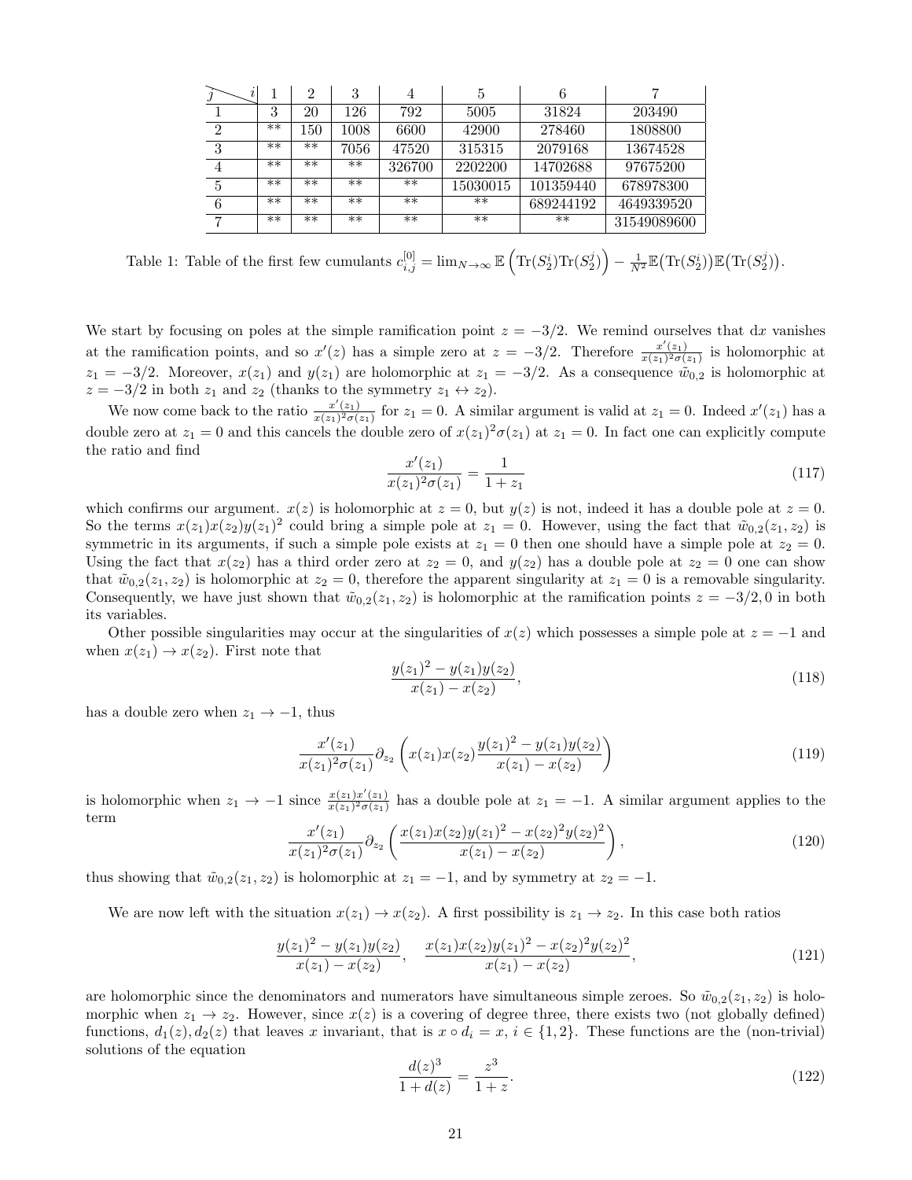| $j$ \ $i$ | 1 | 2 | 3 | 4 | 5 | 6 | 7 |
|---|---|---|---|---|---|---|---|
| 1 | 3 | 20 | 126 | 792 | 5005 | 31824 | 203490 |
| 2 | ** | 150 | 1008 | 6600 | 42900 | 278460 | 1808800 |
| 3 | ** | ** | 7056 | 47520 | 315315 | 2079168 | 13674528 |
| 4 | ** | ** | ** | 326700 | 2202200 | 14702688 | 97675200 |
| 5 | ** | ** | ** | ** | 15030015 | 101359440 | 678978300 |
| 6 | ** | ** | ** | ** | ** | 689244192 | 4649339520 |
| 7 | ** | ** | ** | ** | ** | ** | 31549089600 |

Table 1: Table of the first few cumulants $c_{i,j}^{[0]} = \lim_{N\to\infty} \mathbb{E}\left(\mathrm{Tr}(S_2^i)\mathrm{Tr}(S_2^j)\right) - \frac{1}{N^2}\mathbb{E}\big(\mathrm{Tr}(S_2^i)\big)\mathbb{E}\big(\mathrm{Tr}(S_2^j)\big)$.

We start by focusing on poles at the simple ramification point $z = -3/2$. We remind ourselves that $\mathrm{d}x$ vanishes at the ramification points, and so $x'(z)$ has a simple zero at $z = -3/2$. Therefore $\frac{x'(z_1)}{x(z_1)^2\sigma(z_1)}$ is holomorphic at $z_1 = -3/2$. Moreover, $x(z_1)$ and $y(z_1)$ are holomorphic at $z_1 = -3/2$. As a consequence $\tilde{w}_{0,2}$ is holomorphic at $z = -3/2$ in both $z_1$ and $z_2$ (thanks to the symmetry $z_1 \leftrightarrow z_2$).

We now come back to the ratio $\frac{x'(z_1)}{x(z_1)^2\sigma(z_1)}$ for $z_1 = 0$. A similar argument is valid at $z_1 = 0$. Indeed $x'(z_1)$ has a double zero at $z_1 = 0$ and this cancels the double zero of $x(z_1)^2\sigma(z_1)$ at $z_1 = 0$. In fact one can explicitly compute the ratio and find

$$\frac{x'(z_1)}{x(z_1)^2\sigma(z_1)} = \frac{1}{1+z_1} \tag{117}$$

which confirms our argument. $x(z)$ is holomorphic at $z = 0$, but $y(z)$ is not, indeed it has a double pole at $z = 0$. So the terms $x(z_1)x(z_2)y(z_1)^2$ could bring a simple pole at $z_1 = 0$. However, using the fact that $\tilde{w}_{0,2}(z_1, z_2)$ is symmetric in its arguments, if such a simple pole exists at $z_1 = 0$ then one should have a simple pole at $z_2 = 0$. Using the fact that $x(z_2)$ has a third order zero at $z_2 = 0$, and $y(z_2)$ has a double pole at $z_2 = 0$ one can show that $\tilde{w}_{0,2}(z_1, z_2)$ is holomorphic at $z_2 = 0$, therefore the apparent singularity at $z_1 = 0$ is a removable singularity. Consequently, we have just shown that $\tilde{w}_{0,2}(z_1, z_2)$ is holomorphic at the ramification points $z = -3/2, 0$ in both its variables.

Other possible singularities may occur at the singularities of $x(z)$ which possesses a simple pole at $z = -1$ and when $x(z_1) \to x(z_2)$. First note that

$$\frac{y(z_1)^2 - y(z_1)y(z_2)}{x(z_1) - x(z_2)}, \tag{118}$$

has a double zero when $z_1 \to -1$, thus

$$\frac{x'(z_1)}{x(z_1)^2\sigma(z_1)}\partial_{z_2}\left(x(z_1)x(z_2)\frac{y(z_1)^2 - y(z_1)y(z_2)}{x(z_1) - x(z_2)}\right) \tag{119}$$

is holomorphic when $z_1 \to -1$ since $\frac{x(z_1)x'(z_1)}{x(z_1)^2\sigma(z_1)}$ has a double pole at $z_1 = -1$. A similar argument applies to the term

$$\frac{x'(z_1)}{x(z_1)^2\sigma(z_1)}\partial_{z_2}\left(\frac{x(z_1)x(z_2)y(z_1)^2 - x(z_2)^2y(z_2)^2}{x(z_1) - x(z_2)}\right), \tag{120}$$

thus showing that $\tilde{w}_{0,2}(z_1, z_2)$ is holomorphic at $z_1 = -1$, and by symmetry at $z_2 = -1$.

We are now left with the situation $x(z_1) \to x(z_2)$. A first possibility is $z_1 \to z_2$. In this case both ratios

$$\frac{y(z_1)^2 - y(z_1)y(z_2)}{x(z_1) - x(z_2)}, \quad \frac{x(z_1)x(z_2)y(z_1)^2 - x(z_2)^2y(z_2)^2}{x(z_1) - x(z_2)}, \tag{121}$$

are holomorphic since the denominators and numerators have simultaneous simple zeroes. So $\tilde{w}_{0,2}(z_1, z_2)$ is holomorphic when $z_1 \to z_2$. However, since $x(z)$ is a covering of degree three, there exists two (not globally defined) functions, $d_1(z), d_2(z)$ that leaves $x$ invariant, that is $x \circ d_i = x$, $i \in \{1, 2\}$. These functions are the (non-trivial) solutions of the equation

$$\frac{d(z)^3}{1 + d(z)} = \frac{z^3}{1+z}. \tag{122}$$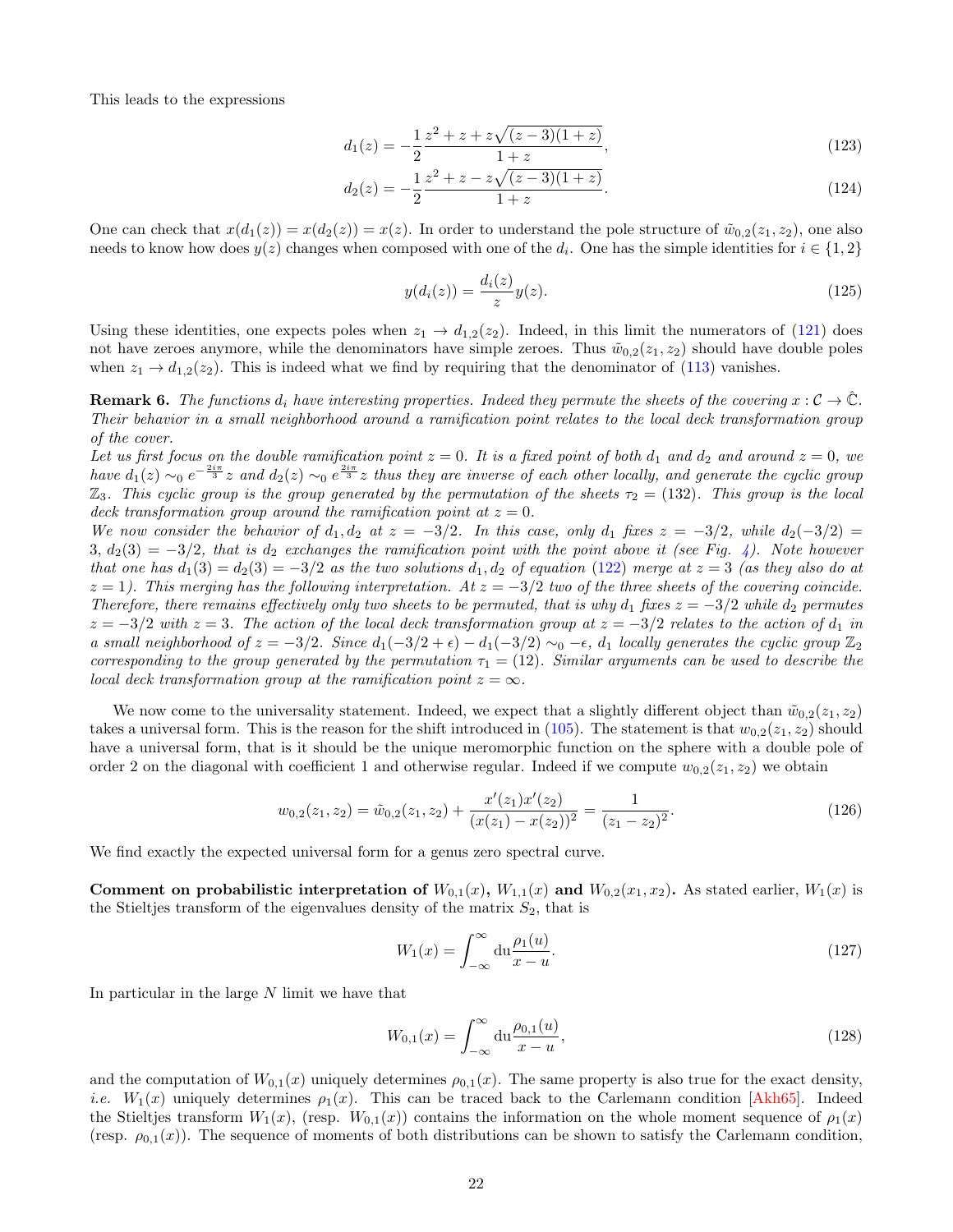This leads to the expressions

$$d_1(z) = -\frac{1}{2}\frac{z^2+z+z\sqrt{(z-3)(1+z)}}{1+z}, \tag{123}$$

$$d_2(z) = -\frac{1}{2}\frac{z^2+z-z\sqrt{(z-3)(1+z)}}{1+z}. \tag{124}$$

One can check that $x(d_1(z)) = x(d_2(z)) = x(z)$. In order to understand the pole structure of $\tilde{w}_{0,2}(z_1,z_2)$, one also needs to know how does $y(z)$ changes when composed with one of the $d_i$. One has the simple identities for $i \in \{1,2\}$

$$y(d_i(z)) = \frac{d_i(z)}{z}y(z). \tag{125}$$

Using these identities, one expects poles when $z_1 \to d_{1,2}(z_2)$. Indeed, in this limit the numerators of (121) does not have zeroes anymore, while the denominators have simple zeroes. Thus $\tilde{w}_{0,2}(z_1,z_2)$ should have double poles when $z_1 \to d_{1,2}(z_2)$. This is indeed what we find by requiring that the denominator of (113) vanishes.

**Remark 6.** *The functions $d_i$ have interesting properties. Indeed they permute the sheets of the covering $x : \mathcal{C} \to \hat{\mathbb{C}}$. Their behavior in a small neighborhood around a ramification point relates to the local deck transformation group of the cover.*
*Let us first focus on the double ramification point $z = 0$. It is a fixed point of both $d_1$ and $d_2$ and around $z = 0$, we have $d_1(z) \sim_0 e^{-\frac{2i\pi}{3}}z$ and $d_2(z) \sim_0 e^{\frac{2i\pi}{3}}z$ thus they are inverse of each other locally, and generate the cyclic group $\mathbb{Z}_3$. This cyclic group is the group generated by the permutation of the sheets $\tau_2 = (132)$. This group is the local deck transformation group around the ramification point at $z = 0$.*
*We now consider the behavior of $d_1, d_2$ at $z = -3/2$. In this case, only $d_1$ fixes $z = -3/2$, while $d_2(-3/2) = 3$, $d_2(3) = -3/2$, that is $d_2$ exchanges the ramification point with the point above it (see Fig. 4). Note however that one has $d_1(3) = d_2(3) = -3/2$ as the two solutions $d_1, d_2$ of equation (122) merge at $z = 3$ (as they also do at $z = 1$). This merging has the following interpretation. At $z = -3/2$ two of the three sheets of the covering coincide. Therefore, there remains effectively only two sheets to be permuted, that is why $d_1$ fixes $z = -3/2$ while $d_2$ permutes $z = -3/2$ with $z = 3$. The action of the local deck transformation group at $z = -3/2$ relates to the action of $d_1$ in a small neighborhood of $z = -3/2$. Since $d_1(-3/2+\epsilon) - d_1(-3/2) \sim_0 -\epsilon$, $d_1$ locally generates the cyclic group $\mathbb{Z}_2$ corresponding to the group generated by the permutation $\tau_1 = (12)$. Similar arguments can be used to describe the local deck transformation group at the ramification point $z = \infty$.*

We now come to the universality statement. Indeed, we expect that a slightly different object than $\tilde{w}_{0,2}(z_1,z_2)$ takes a universal form. This is the reason for the shift introduced in (105). The statement is that $w_{0,2}(z_1,z_2)$ should have a universal form, that is it should be the unique meromorphic function on the sphere with a double pole of order 2 on the diagonal with coefficient 1 and otherwise regular. Indeed if we compute $w_{0,2}(z_1,z_2)$ we obtain

$$w_{0,2}(z_1,z_2) = \tilde{w}_{0,2}(z_1,z_2) + \frac{x'(z_1)x'(z_2)}{(x(z_1)-x(z_2))^2} = \frac{1}{(z_1-z_2)^2}. \tag{126}$$

We find exactly the expected universal form for a genus zero spectral curve.

**Comment on probabilistic interpretation of $W_{0,1}(x)$, $W_{1,1}(x)$ and $W_{0,2}(x_1,x_2)$.** As stated earlier, $W_1(x)$ is the Stieltjes transform of the eigenvalues density of the matrix $S_2$, that is

$$W_1(x) = \int_{-\infty}^{\infty} \mathrm{d}u \frac{\rho_1(u)}{x-u}. \tag{127}$$

In particular in the large $N$ limit we have that

$$W_{0,1}(x) = \int_{-\infty}^{\infty} \mathrm{d}u \frac{\rho_{0,1}(u)}{x-u}, \tag{128}$$

and the computation of $W_{0,1}(x)$ uniquely determines $\rho_{0,1}(x)$. The same property is also true for the exact density, *i.e.* $W_1(x)$ uniquely determines $\rho_1(x)$. This can be traced back to the Carlemann condition [Akh65]. Indeed the Stieltjes transform $W_1(x)$, (resp. $W_{0,1}(x)$) contains the information on the whole moment sequence of $\rho_1(x)$ (resp. $\rho_{0,1}(x)$). The sequence of moments of both distributions can be shown to satisfy the Carlemann condition,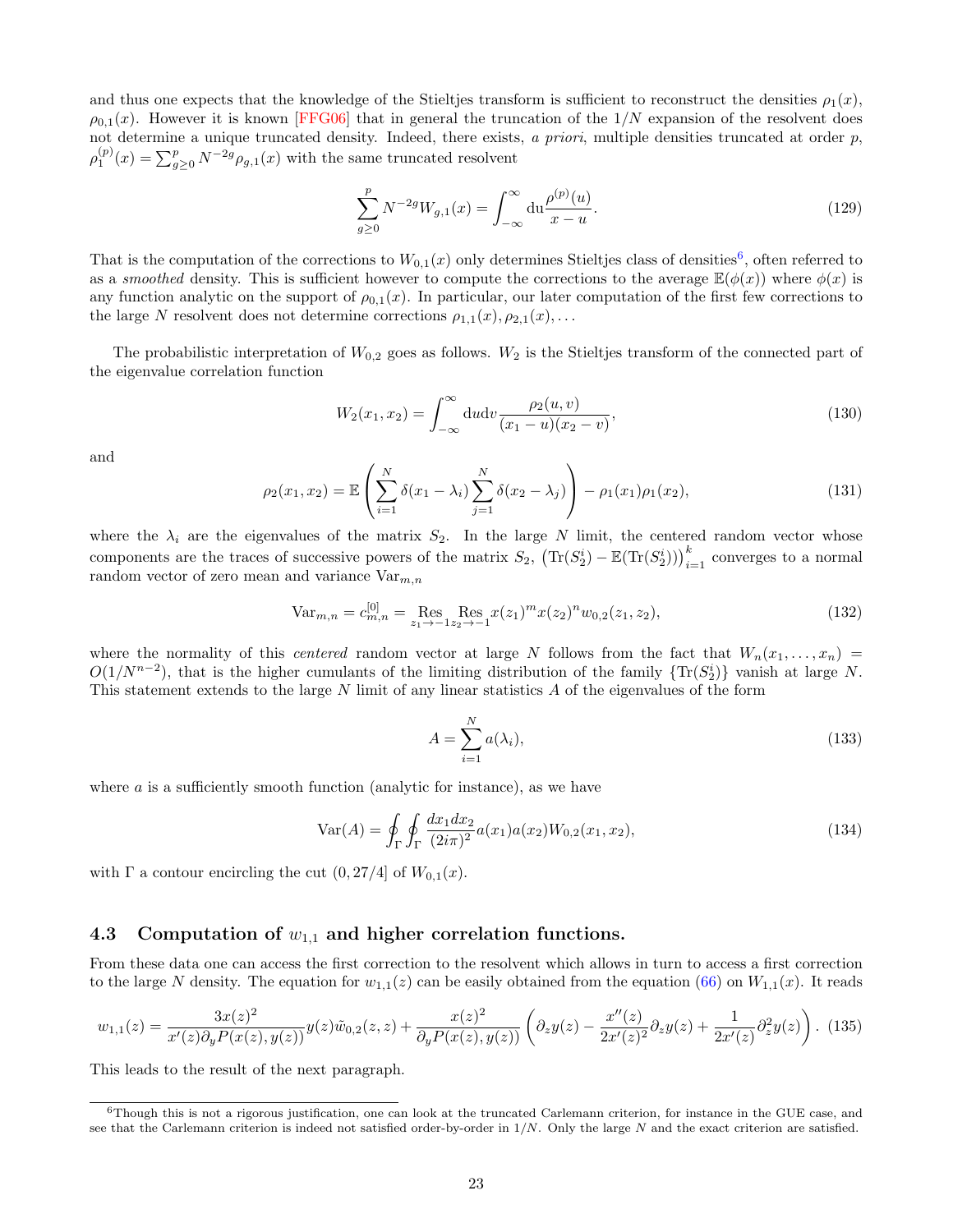and thus one expects that the knowledge of the Stieltjes transform is sufficient to reconstruct the densities $\rho_1(x)$, $\rho_{0,1}(x)$. However it is known [FFG06] that in general the truncation of the $1/N$ expansion of the resolvent does not determine a unique truncated density. Indeed, there exists, *a priori*, multiple densities truncated at order $p$, $\rho_1^{(p)}(x) = \sum_{g\geq 0}^{p} N^{-2g}\rho_{g,1}(x)$ with the same truncated resolvent

$$\sum_{g\geq 0}^{p} N^{-2g} W_{g,1}(x) = \int_{-\infty}^{\infty} \mathrm{d}u \frac{\rho^{(p)}(u)}{x-u}. \tag{129}$$

That is the computation of the corrections to $W_{0,1}(x)$ only determines Stieltjes class of densities[6], often referred to as a *smoothed* density. This is sufficient however to compute the corrections to the average $\mathbb{E}(\phi(x))$ where $\phi(x)$ is any function analytic on the support of $\rho_{0,1}(x)$. In particular, our later computation of the first few corrections to the large $N$ resolvent does not determine corrections $\rho_{1,1}(x), \rho_{2,1}(x), \ldots$

The probabilistic interpretation of $W_{0,2}$ goes as follows. $W_2$ is the Stieltjes transform of the connected part of the eigenvalue correlation function

$$W_2(x_1, x_2) = \int_{-\infty}^{\infty} \mathrm{d}u\mathrm{d}v \frac{\rho_2(u,v)}{(x_1-u)(x_2-v)}, \tag{130}$$

and

$$\rho_2(x_1,x_2) = \mathbb{E}\left(\sum_{i=1}^{N}\delta(x_1-\lambda_i)\sum_{j=1}^{N}\delta(x_2-\lambda_j)\right) - \rho_1(x_1)\rho_1(x_2), \tag{131}$$

where the $\lambda_i$ are the eigenvalues of the matrix $S_2$. In the large $N$ limit, the centered random vector whose components are the traces of successive powers of the matrix $S_2$, $\left(\mathrm{Tr}(S_2^i) - \mathbb{E}(\mathrm{Tr}(S_2^i))\right)_{i=1}^{k}$ converges to a normal random vector of zero mean and variance $\mathrm{Var}_{m,n}$

$$\mathrm{Var}_{m,n} = c_{m,n}^{[0]} = \operatorname*{Res}_{z_1\to -1}\operatorname*{Res}_{z_2\to -1} x(z_1)^m x(z_2)^n w_{0,2}(z_1,z_2), \tag{132}$$

where the normality of this *centered* random vector at large $N$ follows from the fact that $W_n(x_1,\ldots,x_n) = O(1/N^{n-2})$, that is the higher cumulants of the limiting distribution of the family $\{\mathrm{Tr}(S_2^i)\}$ vanish at large $N$. This statement extends to the large $N$ limit of any linear statistics $A$ of the eigenvalues of the form

$$A = \sum_{i=1}^{N} a(\lambda_i), \tag{133}$$

where $a$ is a sufficiently smooth function (analytic for instance), as we have

$$\mathrm{Var}(A) = \oint_\Gamma\oint_\Gamma \frac{dx_1 dx_2}{(2i\pi)^2} a(x_1)a(x_2)W_{0,2}(x_1,x_2), \tag{134}$$

with $\Gamma$ a contour encircling the cut $(0, 27/4]$ of $W_{0,1}(x)$.

### 4.3 Computation of $w_{1,1}$ and higher correlation functions.

From these data one can access the first correction to the resolvent which allows in turn to access a first correction to the large $N$ density. The equation for $w_{1,1}(z)$ can be easily obtained from the equation (66) on $W_{1,1}(x)$. It reads

$$w_{1,1}(z) = \frac{3x(z)^2}{x'(z)\partial_y P(x(z),y(z))} y(z)\tilde{w}_{0,2}(z,z) + \frac{x(z)^2}{\partial_y P(x(z),y(z))}\left(\partial_z y(z) - \frac{x''(z)}{2x'(z)^2}\partial_z y(z) + \frac{1}{2x'(z)}\partial_z^2 y(z)\right). \tag{135}$$

This leads to the result of the next paragraph.

[6] Though this is not a rigorous justification, one can look at the truncated Carlemann criterion, for instance in the GUE case, and see that the Carlemann criterion is indeed not satisfied order-by-order in $1/N$. Only the large $N$ and the exact criterion are satisfied.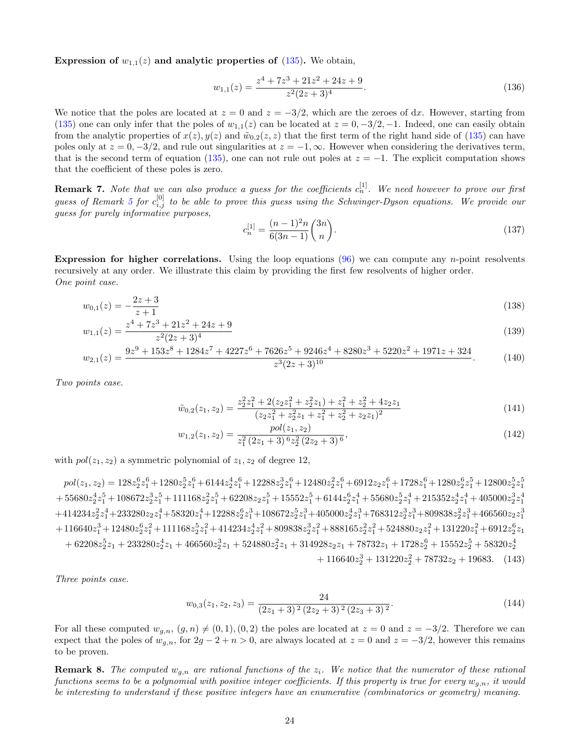**Expression of $w_{1,1}(z)$ and analytic properties of (135).** We obtain,

$$w_{1,1}(z) = \frac{z^4 + 7z^3 + 21z^2 + 24z + 9}{z^2(2z+3)^4}. \tag{136}$$

We notice that the poles are located at $z = 0$ and $z = -3/2$, which are the zeroes of d$x$. However, starting from (135) one can only infer that the poles of $w_{1,1}(z)$ can be located at $z = 0, -3/2, -1$. Indeed, one can easily obtain from the analytic properties of $x(z), y(z)$ and $\tilde{w}_{0,2}(z,z)$ that the first term of the right hand side of (135) can have poles only at $z = 0, -3/2$, and rule out singularities at $z = -1, \infty$. However when considering the derivatives term, that is the second term of equation (135), one can not rule out poles at $z = -1$. The explicit computation shows that the coefficient of these poles is zero.

**Remark 7.** *Note that we can also produce a guess for the coefficients $c_n^{[1]}$. We need however to prove our first guess of Remark 5 for $c_{i,j}^{[0]}$ to be able to prove this guess using the Schwinger-Dyson equations. We provide our guess for purely informative purposes,*

$$c_n^{[1]} = \frac{(n-1)^2 n}{6(3n-1)} \binom{3n}{n}. \tag{137}$$

**Expression for higher correlations.** Using the loop equations (96) we can compute any $n$-point resolvents recursively at any order. We illustrate this claim by providing the first few resolvents of higher order.
*One point case.*

$$w_{0,1}(z) = -\frac{2z+3}{z+1} \tag{138}$$

$$w_{1,1}(z) = \frac{z^4 + 7z^3 + 21z^2 + 24z + 9}{z^2(2z+3)^4} \tag{139}$$

$$w_{2,1}(z) = \frac{9z^9 + 153z^8 + 1284z^7 + 4227z^6 + 7626z^5 + 9246z^4 + 8280z^3 + 5220z^2 + 1971z + 324}{z^3(2z+3)^{10}}. \tag{140}$$

*Two points case.*

$$\tilde{w}_{0,2}(z_1,z_2) = \frac{z_2^2 z_1^2 + 2(z_2 z_1^2 + z_2^2 z_1) + z_1^2 + z_2^2 + 4z_2 z_1}{(z_2 z_1^2 + z_2^2 z_1 + z_1^2 + z_2^2 + z_2 z_1)^2} \tag{141}$$

$$w_{1,2}(z_1,z_2) = \frac{pol(z_1,z_2)}{z_1^2\,(2z_1+3)^6 z_2^2\,(2z_2+3)^6}, \tag{142}$$

with $pol(z_1,z_2)$ a symmetric polynomial of $z_1, z_2$ of degree 12,

$$\begin{aligned}
pol(z_1,z_2) = {}& 128z_2^6z_1^6 + 1280z_2^5z_1^6 + 6144z_2^4z_1^6 + 12288z_2^3z_1^6 + 12480z_2^2z_1^6 + 6912z_2z_1^6 + 1728z_1^6 + 1280z_2^6z_1^5 + 12800z_2^5z_1^5 \\
&+ 55680z_2^4z_1^5 + 108672z_2^3z_1^5 + 111168z_2^2z_1^5 + 62208z_2z_1^5 + 15552z_1^5 + 6144z_2^6z_1^4 + 55680z_2^5z_1^4 + 215352z_2^4z_1^4 + 405000z_2^3z_1^4 \\
&+ 414234z_2^2z_1^4 + 233280z_2z_1^4 + 58320z_1^4 + 12288z_2^6z_1^3 + 108672z_2^5z_1^3 + 405000z_2^4z_1^3 + 768312z_2^3z_1^3 + 809838z_2^2z_1^3 + 466560z_2z_1^3 \\
&+ 116640z_1^3 + 12480z_2^6z_1^2 + 111168z_2^5z_1^2 + 414234z_2^4z_1^2 + 809838z_2^3z_1^2 + 888165z_2^2z_1^2 + 524880z_2z_1^2 + 131220z_1^2 + 6912z_2^6z_1 \\
&+ 62208z_2^5z_1 + 233280z_2^4z_1 + 466560z_2^3z_1 + 524880z_2^2z_1 + 314928z_2z_1 + 78732z_1 + 1728z_2^6 + 15552z_2^5 + 58320z_2^4 \\
&+ 116640z_2^3 + 131220z_2^2 + 78732z_2 + 19683.
\end{aligned} \tag{143}$$

*Three points case.*

$$w_{0,3}(z_1,z_2,z_3) = \frac{24}{(2z_1+3)^2\,(2z_2+3)^2\,(2z_3+3)^2}. \tag{144}$$

For all these computed $w_{g,n}$, $(g,n) \neq (0,1),(0,2)$ the poles are located at $z = 0$ and $z = -3/2$. Therefore we can expect that the poles of $w_{g,n}$, for $2g - 2 + n > 0$, are always located at $z = 0$ and $z = -3/2$, however this remains to be proven.

**Remark 8.** *The computed $w_{g,n}$ are rational functions of the $z_i$. We notice that the numerator of these rational functions seems to be a polynomial with positive integer coefficients. If this property is true for every $w_{g,n}$, it would be interesting to understand if these positive integers have an enumerative (combinatorics or geometry) meaning.*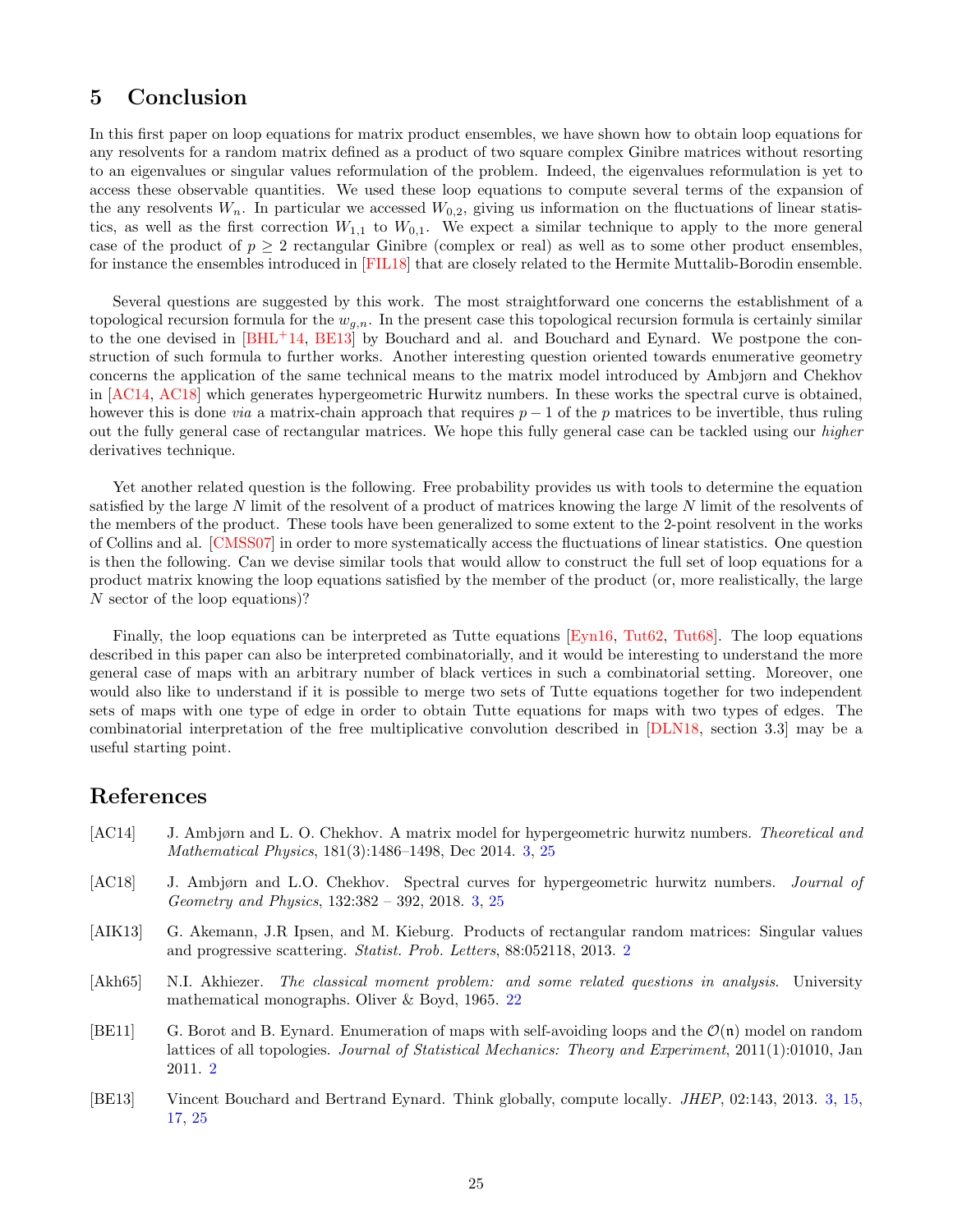## 5 Conclusion

In this first paper on loop equations for matrix product ensembles, we have shown how to obtain loop equations for any resolvents for a random matrix defined as a product of two square complex Ginibre matrices without resorting to an eigenvalues or singular values reformulation of the problem. Indeed, the eigenvalues reformulation is yet to access these observable quantities. We used these loop equations to compute several terms of the expansion of the any resolvents $W_n$. In particular we accessed $W_{0,2}$, giving us information on the fluctuations of linear statistics, as well as the first correction $W_{1,1}$ to $W_{0,1}$. We expect a similar technique to apply to the more general case of the product of $p \geq 2$ rectangular Ginibre (complex or real) as well as to some other product ensembles, for instance the ensembles introduced in [FIL18] that are closely related to the Hermite Muttalib-Borodin ensemble.

Several questions are suggested by this work. The most straightforward one concerns the establishment of a topological recursion formula for the $w_{g,n}$. In the present case this topological recursion formula is certainly similar to the one devised in [BHL+14, BE13] by Bouchard and al. and Bouchard and Eynard. We postpone the construction of such formula to further works. Another interesting question oriented towards enumerative geometry concerns the application of the same technical means to the matrix model introduced by Ambjørn and Chekhov in [AC14, AC18] which generates hypergeometric Hurwitz numbers. In these works the spectral curve is obtained, however this is done *via* a matrix-chain approach that requires $p-1$ of the $p$ matrices to be invertible, thus ruling out the fully general case of rectangular matrices. We hope this fully general case can be tackled using our *higher* derivatives technique.

Yet another related question is the following. Free probability provides us with tools to determine the equation satisfied by the large $N$ limit of the resolvent of a product of matrices knowing the large $N$ limit of the resolvents of the members of the product. These tools have been generalized to some extent to the 2-point resolvent in the works of Collins and al. [CMSS07] in order to more systematically access the fluctuations of linear statistics. One question is then the following. Can we devise similar tools that would allow to construct the full set of loop equations for a product matrix knowing the loop equations satisfied by the member of the product (or, more realistically, the large $N$ sector of the loop equations)?

Finally, the loop equations can be interpreted as Tutte equations [Eyn16, Tut62, Tut68]. The loop equations described in this paper can also be interpreted combinatorially, and it would be interesting to understand the more general case of maps with an arbitrary number of black vertices in such a combinatorial setting. Moreover, one would also like to understand if it is possible to merge two sets of Tutte equations together for two independent sets of maps with one type of edge in order to obtain Tutte equations for maps with two types of edges. The combinatorial interpretation of the free multiplicative convolution described in [DLN18, section 3.3] may be a useful starting point.

## References

[AC14] J. Ambjørn and L. O. Chekhov. A matrix model for hypergeometric hurwitz numbers. *Theoretical and Mathematical Physics*, 181(3):1486–1498, Dec 2014. 3, 25

[AC18] J. Ambjørn and L.O. Chekhov. Spectral curves for hypergeometric hurwitz numbers. *Journal of Geometry and Physics*, 132:382 – 392, 2018. 3, 25

[AIK13] G. Akemann, J.R Ipsen, and M. Kieburg. Products of rectangular random matrices: Singular values and progressive scattering. *Statist. Prob. Letters*, 88:052118, 2013. 2

[Akh65] N.I. Akhiezer. *The classical moment problem: and some related questions in analysis*. University mathematical monographs. Oliver & Boyd, 1965. 22

[BE11] G. Borot and B. Eynard. Enumeration of maps with self-avoiding loops and the $\mathcal{O}(\mathfrak{n})$ model on random lattices of all topologies. *Journal of Statistical Mechanics: Theory and Experiment*, 2011(1):01010, Jan 2011. 2

[BE13] Vincent Bouchard and Bertrand Eynard. Think globally, compute locally. *JHEP*, 02:143, 2013. 3, 15, 17, 25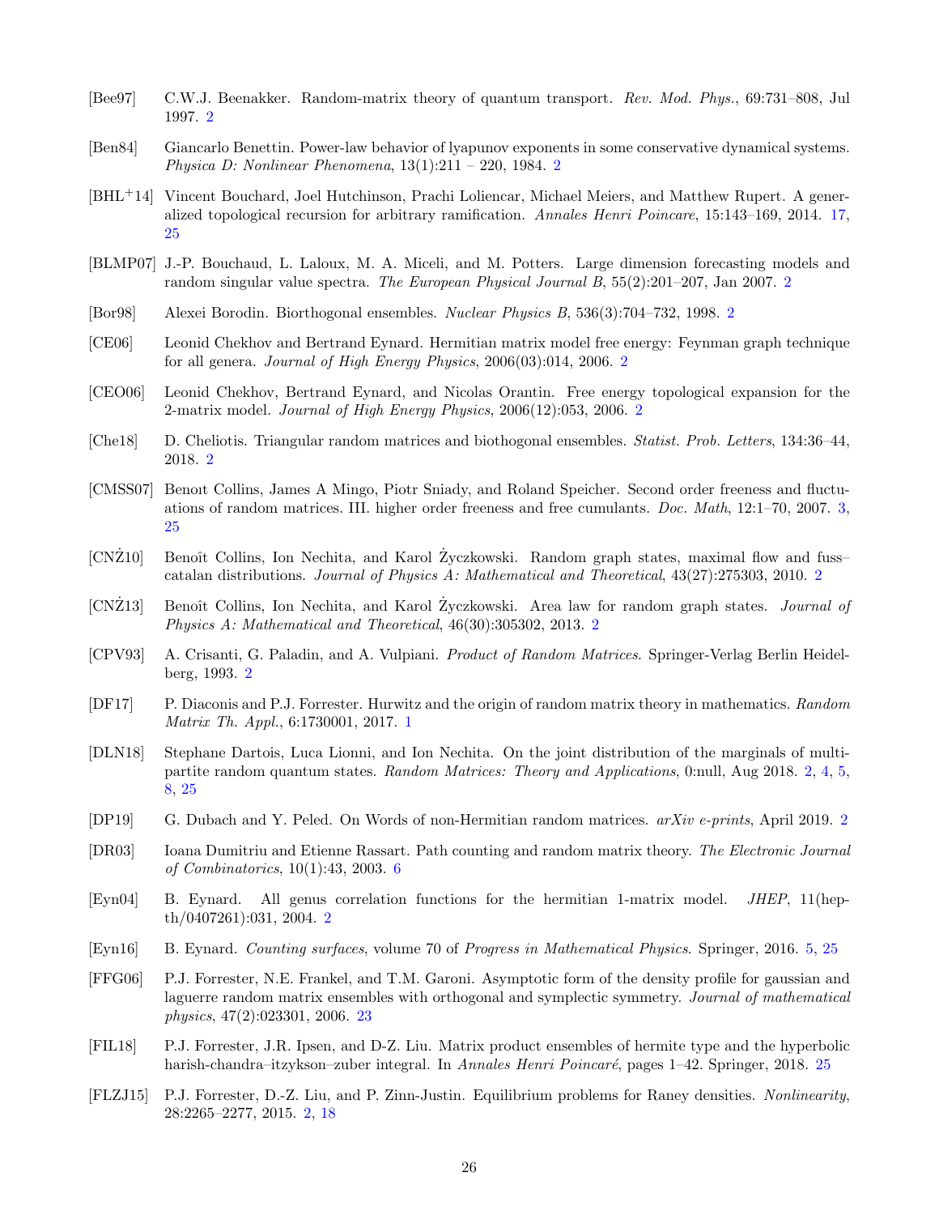[Bee97] C.W.J. Beenakker. Random-matrix theory of quantum transport. *Rev. Mod. Phys.*, 69:731–808, Jul 1997. 2

[Ben84] Giancarlo Benettin. Power-law behavior of lyapunov exponents in some conservative dynamical systems. *Physica D: Nonlinear Phenomena*, 13(1):211 – 220, 1984. 2

[BHL+14] Vincent Bouchard, Joel Hutchinson, Prachi Loliencar, Michael Meiers, and Matthew Rupert. A generalized topological recursion for arbitrary ramification. *Annales Henri Poincare*, 15:143–169, 2014. 17, 25

[BLMP07] J.-P. Bouchaud, L. Laloux, M. A. Miceli, and M. Potters. Large dimension forecasting models and random singular value spectra. *The European Physical Journal B*, 55(2):201–207, Jan 2007. 2

[Bor98] Alexei Borodin. Biorthogonal ensembles. *Nuclear Physics B*, 536(3):704–732, 1998. 2

[CE06] Leonid Chekhov and Bertrand Eynard. Hermitian matrix model free energy: Feynman graph technique for all genera. *Journal of High Energy Physics*, 2006(03):014, 2006. 2

[CEO06] Leonid Chekhov, Bertrand Eynard, and Nicolas Orantin. Free energy topological expansion for the 2-matrix model. *Journal of High Energy Physics*, 2006(12):053, 2006. 2

[Che18] D. Cheliotis. Triangular random matrices and biothogonal ensembles. *Statist. Prob. Letters*, 134:36–44, 2018. 2

[CMSS07] Benoıt Collins, James A Mingo, Piotr Sniady, and Roland Speicher. Second order freeness and fluctuations of random matrices. III. higher order freeness and free cumulants. *Doc. Math*, 12:1–70, 2007. 3, 25

[CNŻ10] Benoît Collins, Ion Nechita, and Karol Życzkowski. Random graph states, maximal flow and fuss–catalan distributions. *Journal of Physics A: Mathematical and Theoretical*, 43(27):275303, 2010. 2

[CNŻ13] Benoît Collins, Ion Nechita, and Karol Życzkowski. Area law for random graph states. *Journal of Physics A: Mathematical and Theoretical*, 46(30):305302, 2013. 2

[CPV93] A. Crisanti, G. Paladin, and A. Vulpiani. *Product of Random Matrices*. Springer-Verlag Berlin Heidelberg, 1993. 2

[DF17] P. Diaconis and P.J. Forrester. Hurwitz and the origin of random matrix theory in mathematics. *Random Matrix Th. Appl.*, 6:1730001, 2017. 1

[DLN18] Stephane Dartois, Luca Lionni, and Ion Nechita. On the joint distribution of the marginals of multipartite random quantum states. *Random Matrices: Theory and Applications*, 0:null, Aug 2018. 2, 4, 5, 8, 25

[DP19] G. Dubach and Y. Peled. On Words of non-Hermitian random matrices. *arXiv e-prints*, April 2019. 2

[DR03] Ioana Dumitriu and Etienne Rassart. Path counting and random matrix theory. *The Electronic Journal of Combinatorics*, 10(1):43, 2003. 6

[Eyn04] B. Eynard. All genus correlation functions for the hermitian 1-matrix model. *JHEP*, 11(hep-th/0407261):031, 2004. 2

[Eyn16] B. Eynard. *Counting surfaces*, volume 70 of *Progress in Mathematical Physics*. Springer, 2016. 5, 25

[FFG06] P.J. Forrester, N.E. Frankel, and T.M. Garoni. Asymptotic form of the density profile for gaussian and laguerre random matrix ensembles with orthogonal and symplectic symmetry. *Journal of mathematical physics*, 47(2):023301, 2006. 23

[FIL18] P.J. Forrester, J.R. Ipsen, and D-Z. Liu. Matrix product ensembles of hermite type and the hyperbolic harish-chandra–itzykson–zuber integral. In *Annales Henri Poincaré*, pages 1–42. Springer, 2018. 25

[FLZJ15] P.J. Forrester, D.-Z. Liu, and P. Zinn-Justin. Equilibrium problems for Raney densities. *Nonlinearity*, 28:2265–2277, 2015. 2, 18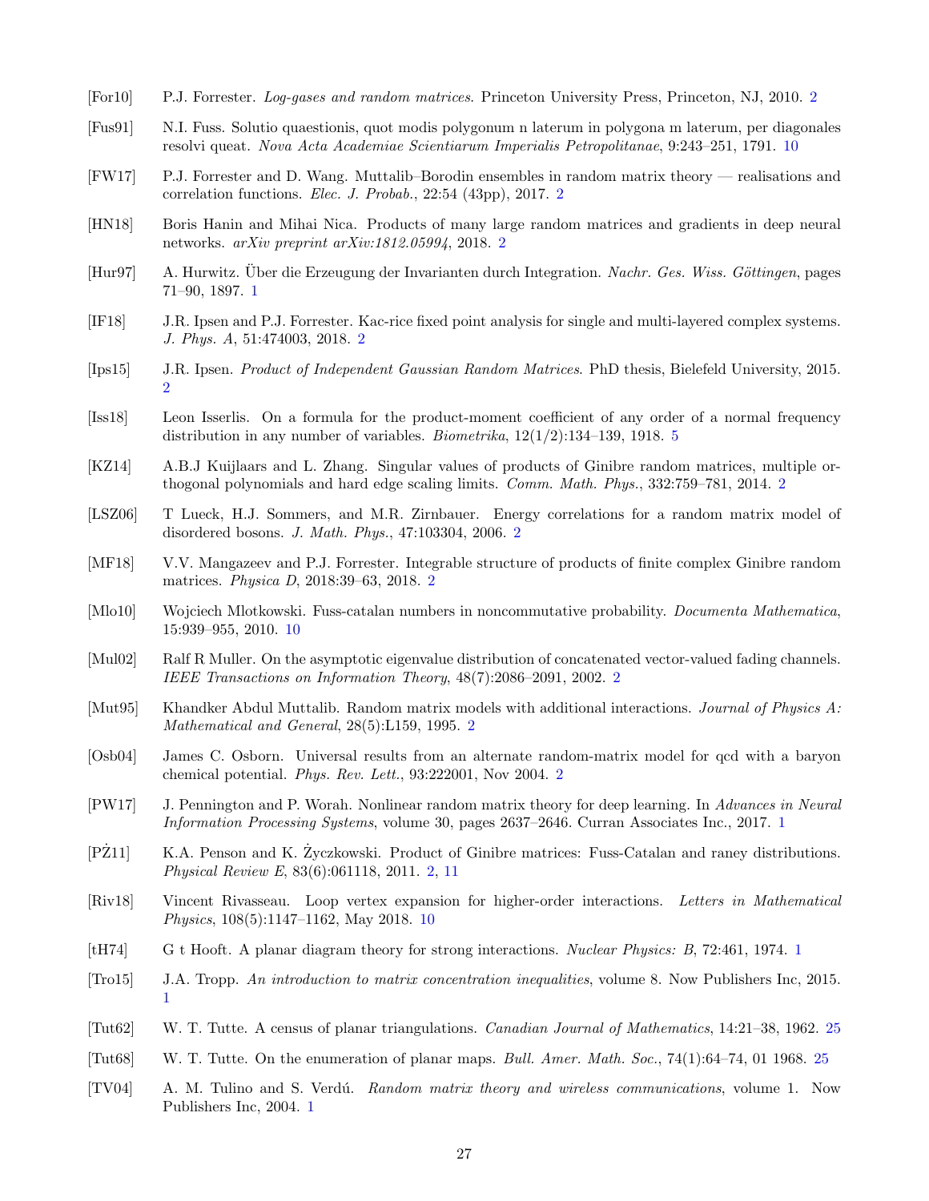[For10] P.J. Forrester. *Log-gases and random matrices*. Princeton University Press, Princeton, NJ, 2010. 2

[Fus91] N.I. Fuss. Solutio quaestionis, quot modis polygonum n laterum in polygona m laterum, per diagonales resolvi queat. *Nova Acta Academiae Scientiarum Imperialis Petropolitanae*, 9:243–251, 1791. 10

[FW17] P.J. Forrester and D. Wang. Muttalib–Borodin ensembles in random matrix theory — realisations and correlation functions. *Elec. J. Probab.*, 22:54 (43pp), 2017. 2

[HN18] Boris Hanin and Mihai Nica. Products of many large random matrices and gradients in deep neural networks. *arXiv preprint arXiv:1812.05994*, 2018. 2

[Hur97] A. Hurwitz. Über die Erzeugung der Invarianten durch Integration. *Nachr. Ges. Wiss. Göttingen*, pages 71–90, 1897. 1

[IF18] J.R. Ipsen and P.J. Forrester. Kac-rice fixed point analysis for single and multi-layered complex systems. *J. Phys. A*, 51:474003, 2018. 2

[Ips15] J.R. Ipsen. *Product of Independent Gaussian Random Matrices*. PhD thesis, Bielefeld University, 2015. 2

[Iss18] Leon Isserlis. On a formula for the product-moment coefficient of any order of a normal frequency distribution in any number of variables. *Biometrika*, 12(1/2):134–139, 1918. 5

[KZ14] A.B.J Kuijlaars and L. Zhang. Singular values of products of Ginibre random matrices, multiple orthogonal polynomials and hard edge scaling limits. *Comm. Math. Phys.*, 332:759–781, 2014. 2

[LSZ06] T Lueck, H.J. Sommers, and M.R. Zirnbauer. Energy correlations for a random matrix model of disordered bosons. *J. Math. Phys.*, 47:103304, 2006. 2

[MF18] V.V. Mangazeev and P.J. Forrester. Integrable structure of products of finite complex Ginibre random matrices. *Physica D*, 2018:39–63, 2018. 2

[Mlo10] Wojciech Mlotkowski. Fuss-catalan numbers in noncommutative probability. *Documenta Mathematica*, 15:939–955, 2010. 10

[Mul02] Ralf R Muller. On the asymptotic eigenvalue distribution of concatenated vector-valued fading channels. *IEEE Transactions on Information Theory*, 48(7):2086–2091, 2002. 2

[Mut95] Khandker Abdul Muttalib. Random matrix models with additional interactions. *Journal of Physics A: Mathematical and General*, 28(5):L159, 1995. 2

[Osb04] James C. Osborn. Universal results from an alternate random-matrix model for qcd with a baryon chemical potential. *Phys. Rev. Lett.*, 93:222001, Nov 2004. 2

[PW17] J. Pennington and P. Worah. Nonlinear random matrix theory for deep learning. In *Advances in Neural Information Processing Systems*, volume 30, pages 2637–2646. Curran Associates Inc., 2017. 1

[PŻ11] K.A. Penson and K. Życzkowski. Product of Ginibre matrices: Fuss-Catalan and raney distributions. *Physical Review E*, 83(6):061118, 2011. 2, 11

[Riv18] Vincent Rivasseau. Loop vertex expansion for higher-order interactions. *Letters in Mathematical Physics*, 108(5):1147–1162, May 2018. 10

[tH74] G t Hooft. A planar diagram theory for strong interactions. *Nuclear Physics: B*, 72:461, 1974. 1

[Tro15] J.A. Tropp. *An introduction to matrix concentration inequalities*, volume 8. Now Publishers Inc, 2015. 1

[Tut62] W. T. Tutte. A census of planar triangulations. *Canadian Journal of Mathematics*, 14:21–38, 1962. 25

[Tut68] W. T. Tutte. On the enumeration of planar maps. *Bull. Amer. Math. Soc.*, 74(1):64–74, 01 1968. 25

[TV04] A. M. Tulino and S. Verdú. *Random matrix theory and wireless communications*, volume 1. Now Publishers Inc, 2004. 1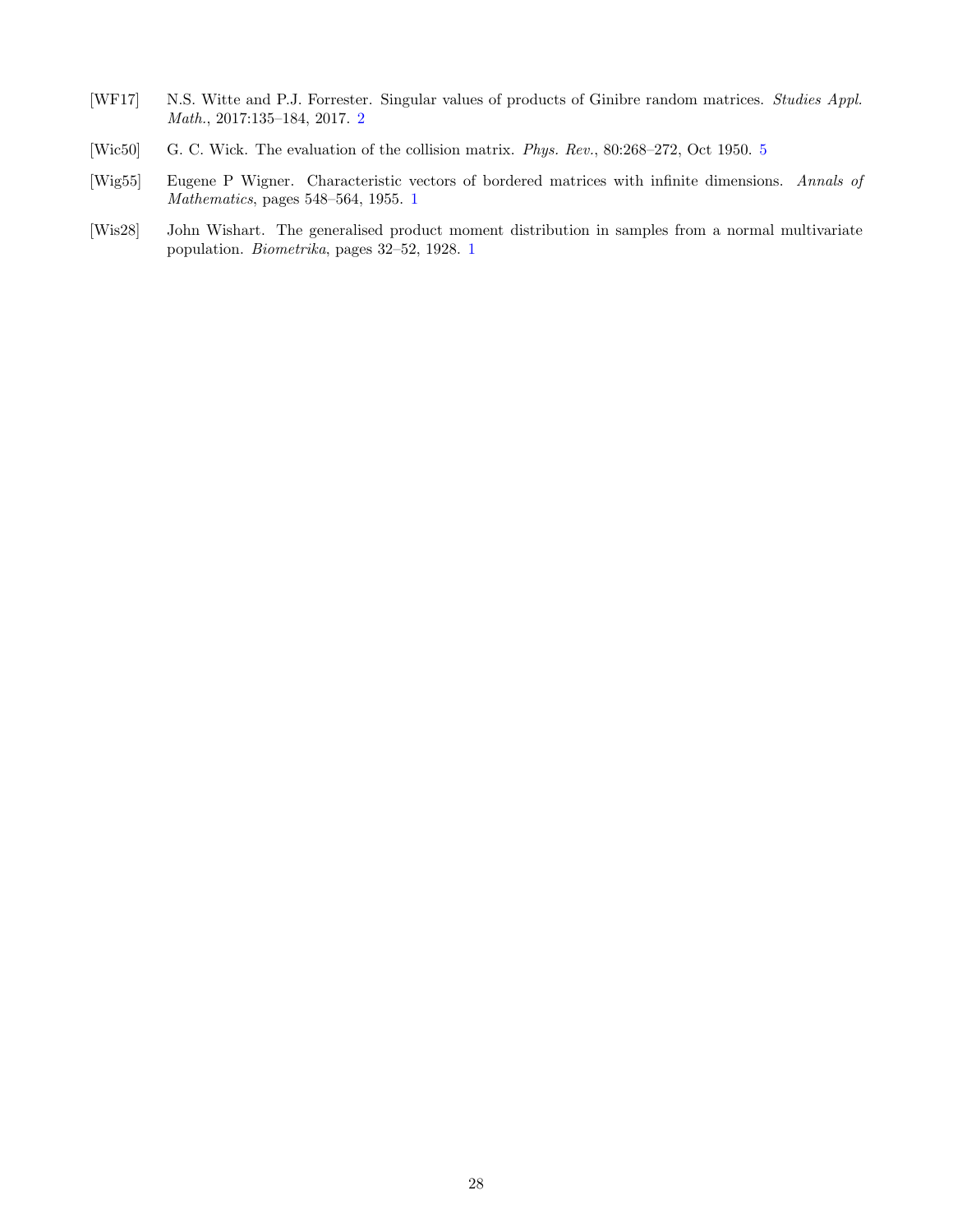[WF17] N.S. Witte and P.J. Forrester. Singular values of products of Ginibre random matrices. *Studies Appl. Math.*, 2017:135–184, 2017. 2

[Wic50] G. C. Wick. The evaluation of the collision matrix. *Phys. Rev.*, 80:268–272, Oct 1950. 5

[Wig55] Eugene P Wigner. Characteristic vectors of bordered matrices with infinite dimensions. *Annals of Mathematics*, pages 548–564, 1955. 1

[Wis28] John Wishart. The generalised product moment distribution in samples from a normal multivariate population. *Biometrika*, pages 32–52, 1928. 1